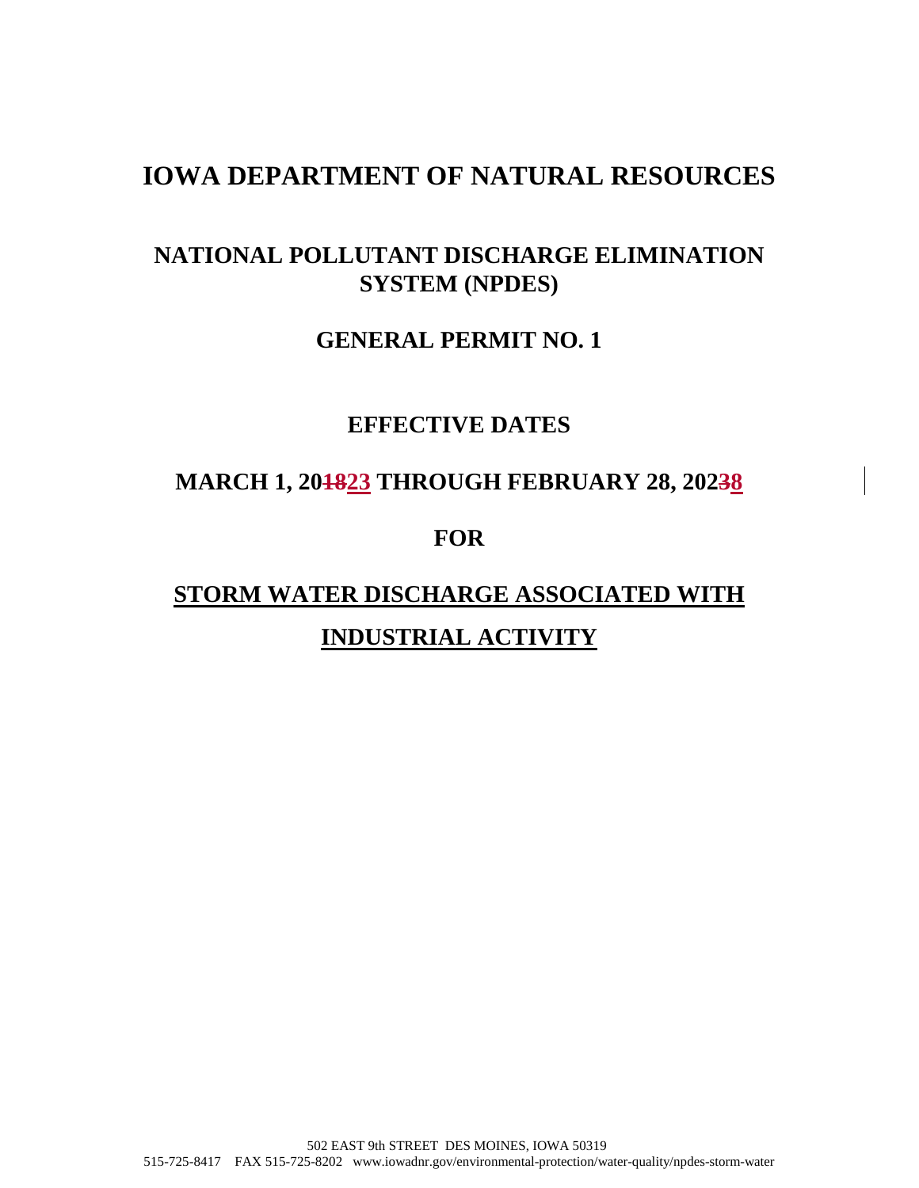# IOWA DEPARTMENT OF NATURAL RESOURCES

## NATIONAL POLLUTANT DISCHARGE ELIMINATION SYSTEM (NPDES)

## GENERAL PERMIT NO. 1

## EFFECTIVE DATES

## MARCH 1, 20~~18~~23 THROUGH FEBRUARY 28, 202~~3~~8

## FOR

## STORM WATER DISCHARGE ASSOCIATED WITH INDUSTRIAL ACTIVITY

502 EAST 9th STREET DES MOINES, IOWA 50319
515-725-8417 FAX 515-725-8202 www.iowadnr.gov/environmental-protection/water-quality/npdes-storm-water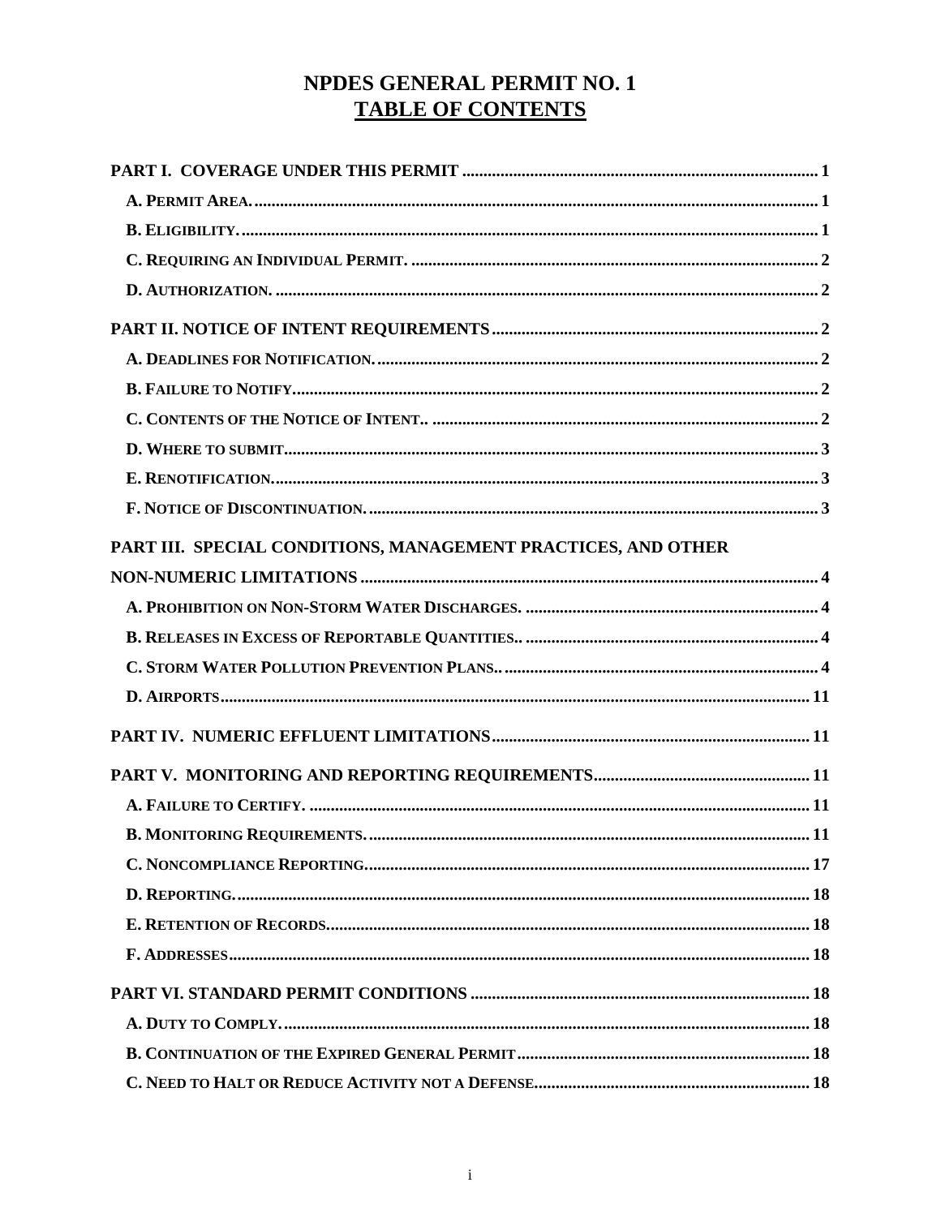# NPDES GENERAL PERMIT NO. 1
## TABLE OF CONTENTS

**PART I. COVERAGE UNDER THIS PERMIT** .......... 1

- **A. PERMIT AREA.** .......... 1
- **B. ELIGIBILITY.** .......... 1
- **C. REQUIRING AN INDIVIDUAL PERMIT.** .......... 2
- **D. AUTHORIZATION.** .......... 2

**PART II. NOTICE OF INTENT REQUIREMENTS** .......... 2

- **A. DEADLINES FOR NOTIFICATION.** .......... 2
- **B. FAILURE TO NOTIFY** .......... 2
- **C. CONTENTS OF THE NOTICE OF INTENT..** .......... 2
- **D. WHERE TO SUBMIT** .......... 3
- **E. RENOTIFICATION.** .......... 3
- **F. NOTICE OF DISCONTINUATION.** .......... 3

**PART III. SPECIAL CONDITIONS, MANAGEMENT PRACTICES, AND OTHER NON-NUMERIC LIMITATIONS** .......... 4

- **A. PROHIBITION ON NON-STORM WATER DISCHARGES.** .......... 4
- **B. RELEASES IN EXCESS OF REPORTABLE QUANTITIES..** .......... 4
- **C. STORM WATER POLLUTION PREVENTION PLANS..** .......... 4
- **D. AIRPORTS** .......... 11

**PART IV. NUMERIC EFFLUENT LIMITATIONS** .......... 11

**PART V. MONITORING AND REPORTING REQUIREMENTS** .......... 11

- **A. FAILURE TO CERTIFY.** .......... 11
- **B. MONITORING REQUIREMENTS.** .......... 11
- **C. NONCOMPLIANCE REPORTING** .......... 17
- **D. REPORTING.** .......... 18
- **E. RETENTION OF RECORDS** .......... 18
- **F. ADDRESSES** .......... 18

**PART VI. STANDARD PERMIT CONDITIONS** .......... 18

- **A. DUTY TO COMPLY.** .......... 18
- **B. CONTINUATION OF THE EXPIRED GENERAL PERMIT** .......... 18
- **C. NEED TO HALT OR REDUCE ACTIVITY NOT A DEFENSE** .......... 18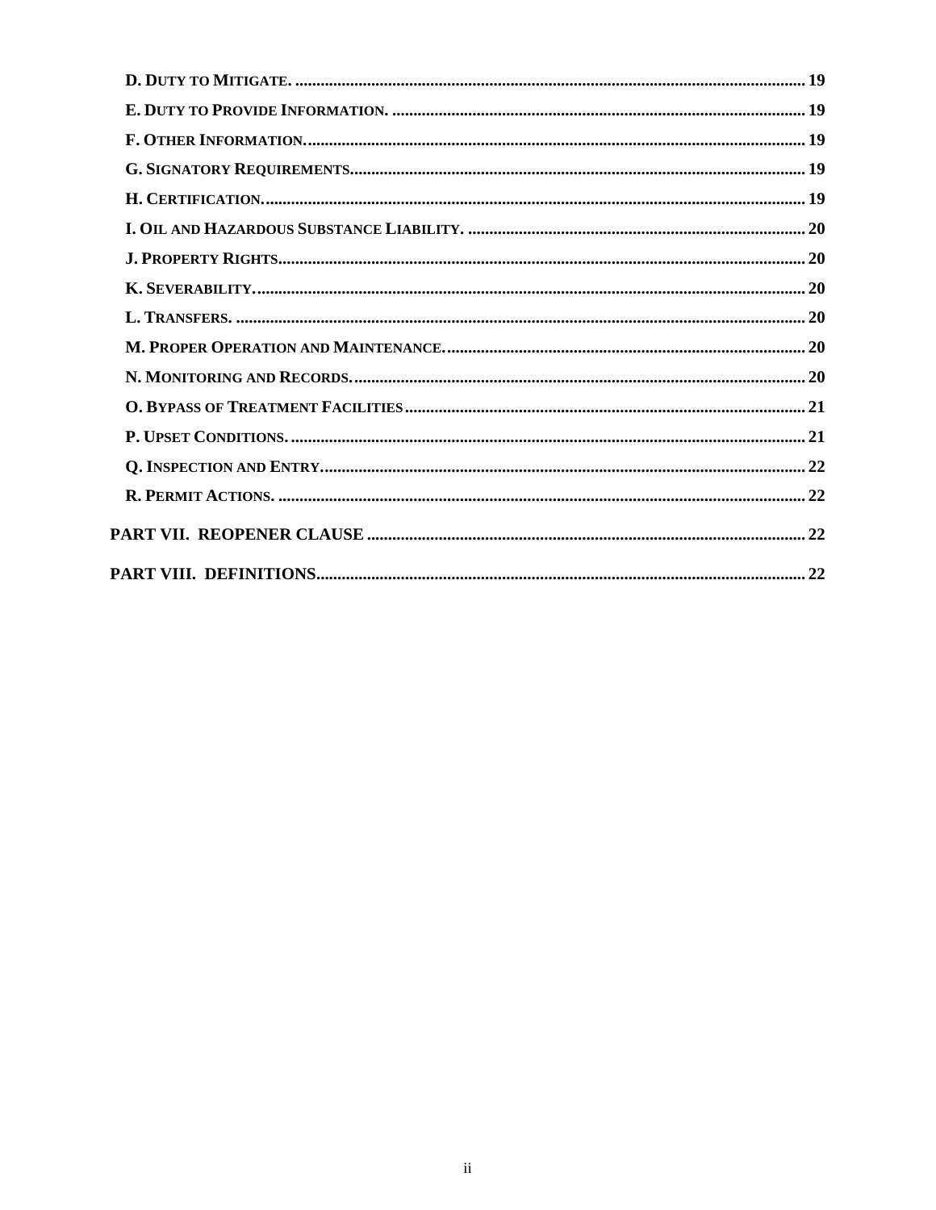D. Duty to Mitigate. ........................................................................................................................ 19

E. Duty to Provide Information. .................................................................................................. 19

F. Other Information. ....................................................................................................................... 19

G. Signatory Requirements ............................................................................................................ 19

H. Certification. ................................................................................................................................ 19

I. Oil and Hazardous Substance Liability. ................................................................................. 20

J. Property Rights ............................................................................................................................. 20

K. Severability. .................................................................................................................................. 20

L. Transfers. ...................................................................................................................................... 20

M. Proper Operation and Maintenance. ..................................................................................... 20

N. Monitoring and Records. ........................................................................................................... 20

O. Bypass of Treatment Facilities .............................................................................................. 21

P. Upset Conditions. ........................................................................................................................ 21

Q. Inspection and Entry. ................................................................................................................. 22

R. Permit Actions. ........................................................................................................................... 22

**PART VII. REOPENER CLAUSE** ...................................................................................................... 22

**PART VIII. DEFINITIONS** .................................................................................................................. 22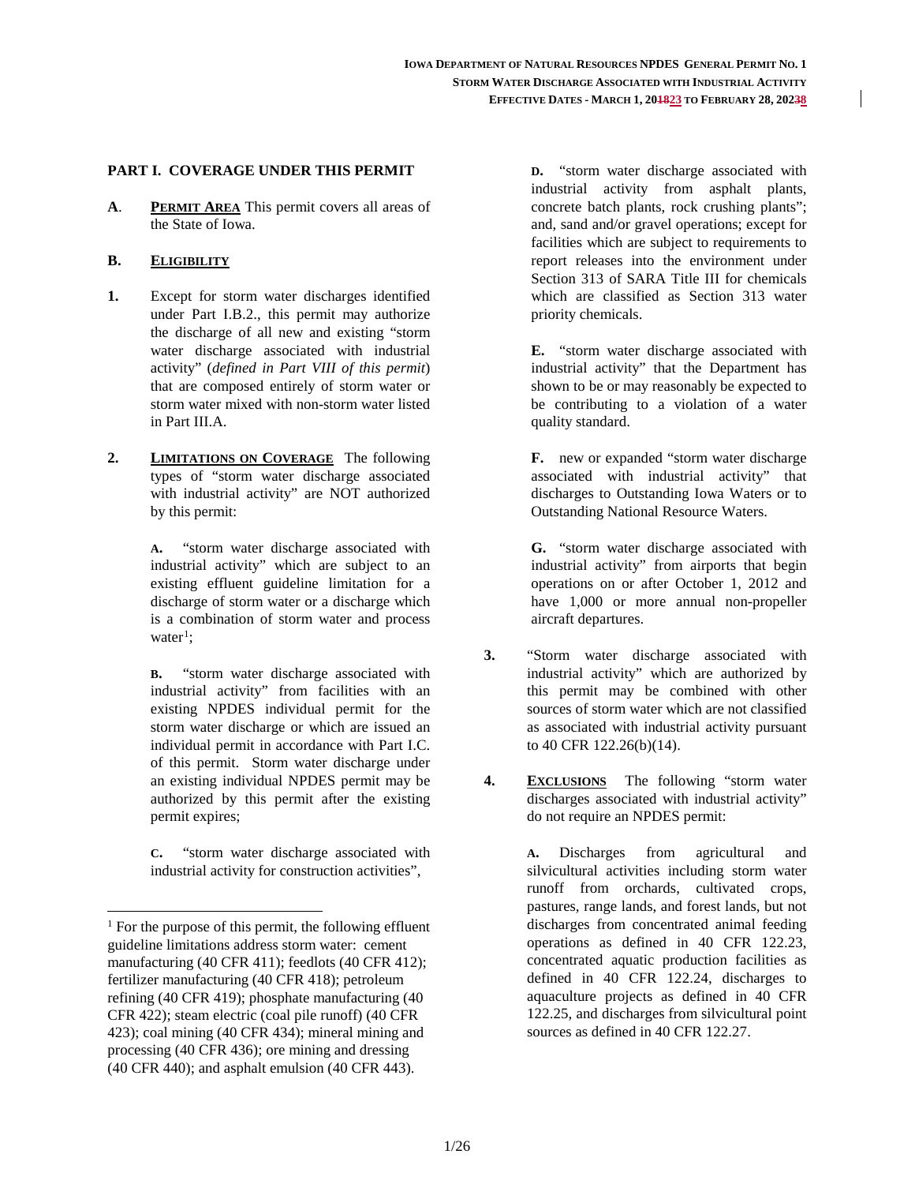## PART I. COVERAGE UNDER THIS PERMIT

**A**. **PERMIT AREA** This permit covers all areas of the State of Iowa.

**B.** **ELIGIBILITY**

**1.** Except for storm water discharges identified under Part I.B.2., this permit may authorize the discharge of all new and existing "storm water discharge associated with industrial activity" (*defined in Part VIII of this permit*) that are composed entirely of storm water or storm water mixed with non-storm water listed in Part III.A.

**2.** **LIMITATIONS ON COVERAGE** The following types of "storm water discharge associated with industrial activity" are NOT authorized by this permit:

> **A.** "storm water discharge associated with industrial activity" which are subject to an existing effluent guideline limitation for a discharge of storm water or a discharge which is a combination of storm water and process water[1];
>
> **B.** "storm water discharge associated with industrial activity" from facilities with an existing NPDES individual permit for the storm water discharge or which are issued an individual permit in accordance with Part I.C. of this permit. Storm water discharge under an existing individual NPDES permit may be authorized by this permit after the existing permit expires;
>
> **C.** "storm water discharge associated with industrial activity for construction activities",
>
> **D.** "storm water discharge associated with industrial activity from asphalt plants, concrete batch plants, rock crushing plants"; and, sand and/or gravel operations; except for facilities which are subject to requirements to report releases into the environment under Section 313 of SARA Title III for chemicals which are classified as Section 313 water priority chemicals.
>
> **E.** "storm water discharge associated with industrial activity" that the Department has shown to be or may reasonably be expected to be contributing to a violation of a water quality standard.
>
> **F.** new or expanded "storm water discharge associated with industrial activity" that discharges to Outstanding Iowa Waters or to Outstanding National Resource Waters.
>
> **G.** "storm water discharge associated with industrial activity" from airports that begin operations on or after October 1, 2012 and have 1,000 or more annual non-propeller aircraft departures.

**3.** "Storm water discharge associated with industrial activity" which are authorized by this permit may be combined with other sources of storm water which are not classified as associated with industrial activity pursuant to 40 CFR 122.26(b)(14).

**4.** **EXCLUSIONS** The following "storm water discharges associated with industrial activity" do not require an NPDES permit:

> **A.** Discharges from agricultural and silvicultural activities including storm water runoff from orchards, cultivated crops, pastures, range lands, and forest lands, but not discharges from concentrated animal feeding operations as defined in 40 CFR 122.23, concentrated aquatic production facilities as defined in 40 CFR 122.24, discharges to aquaculture projects as defined in 40 CFR 122.25, and discharges from silvicultural point sources as defined in 40 CFR 122.27.

---

[1] For the purpose of this permit, the following effluent guideline limitations address storm water: cement manufacturing (40 CFR 411); feedlots (40 CFR 412); fertilizer manufacturing (40 CFR 418); petroleum refining (40 CFR 419); phosphate manufacturing (40 CFR 422); steam electric (coal pile runoff) (40 CFR 423); coal mining (40 CFR 434); mineral mining and processing (40 CFR 436); ore mining and dressing (40 CFR 440); and asphalt emulsion (40 CFR 443).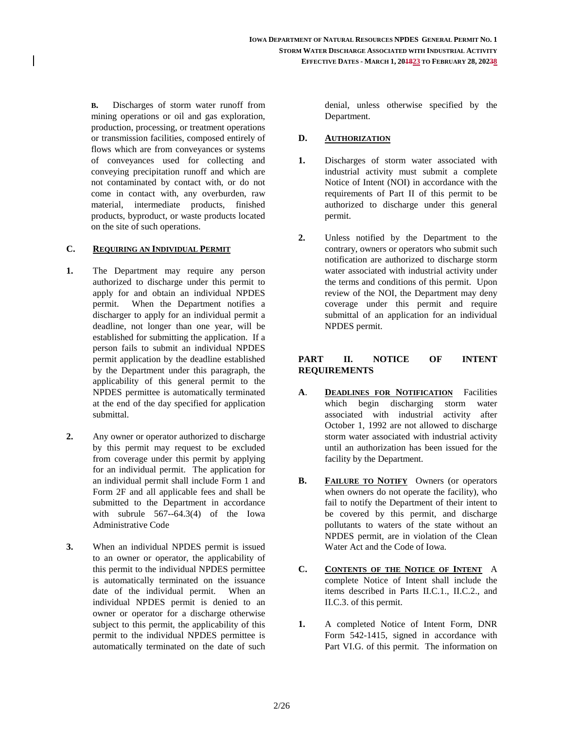**B.** Discharges of storm water runoff from mining operations or oil and gas exploration, production, processing, or treatment operations or transmission facilities, composed entirely of flows which are from conveyances or systems of conveyances used for collecting and conveying precipitation runoff and which are not contaminated by contact with, or do not come in contact with, any overburden, raw material, intermediate products, finished products, byproduct, or waste products located on the site of such operations.

### C. REQUIRING AN INDIVIDUAL PERMIT

**1.** The Department may require any person authorized to discharge under this permit to apply for and obtain an individual NPDES permit. When the Department notifies a discharger to apply for an individual permit a deadline, not longer than one year, will be established for submitting the application. If a person fails to submit an individual NPDES permit application by the deadline established by the Department under this paragraph, the applicability of this general permit to the NPDES permittee is automatically terminated at the end of the day specified for application submittal.

**2.** Any owner or operator authorized to discharge by this permit may request to be excluded from coverage under this permit by applying for an individual permit. The application for an individual permit shall include Form 1 and Form 2F and all applicable fees and shall be submitted to the Department in accordance with subrule 567--64.3(4) of the Iowa Administrative Code

**3.** When an individual NPDES permit is issued to an owner or operator, the applicability of this permit to the individual NPDES permittee is automatically terminated on the issuance date of the individual permit. When an individual NPDES permit is denied to an owner or operator for a discharge otherwise subject to this permit, the applicability of this permit to the individual NPDES permittee is automatically terminated on the date of such denial, unless otherwise specified by the Department.

### D. AUTHORIZATION

**1.** Discharges of storm water associated with industrial activity must submit a complete Notice of Intent (NOI) in accordance with the requirements of Part II of this permit to be authorized to discharge under this general permit.

**2.** Unless notified by the Department to the contrary, owners or operators who submit such notification are authorized to discharge storm water associated with industrial activity under the terms and conditions of this permit. Upon review of the NOI, the Department may deny coverage under this permit and require submittal of an application for an individual NPDES permit.

## PART II. NOTICE OF INTENT REQUIREMENTS

**A. DEADLINES FOR NOTIFICATION** Facilities which begin discharging storm water associated with industrial activity after October 1, 1992 are not allowed to discharge storm water associated with industrial activity until an authorization has been issued for the facility by the Department.

**B. FAILURE TO NOTIFY** Owners (or operators when owners do not operate the facility), who fail to notify the Department of their intent to be covered by this permit, and discharge pollutants to waters of the state without an NPDES permit, are in violation of the Clean Water Act and the Code of Iowa.

**C. CONTENTS OF THE NOTICE OF INTENT** A complete Notice of Intent shall include the items described in Parts II.C.1., II.C.2., and II.C.3. of this permit.

**1.** A completed Notice of Intent Form, DNR Form 542-1415, signed in accordance with Part VI.G. of this permit. The information on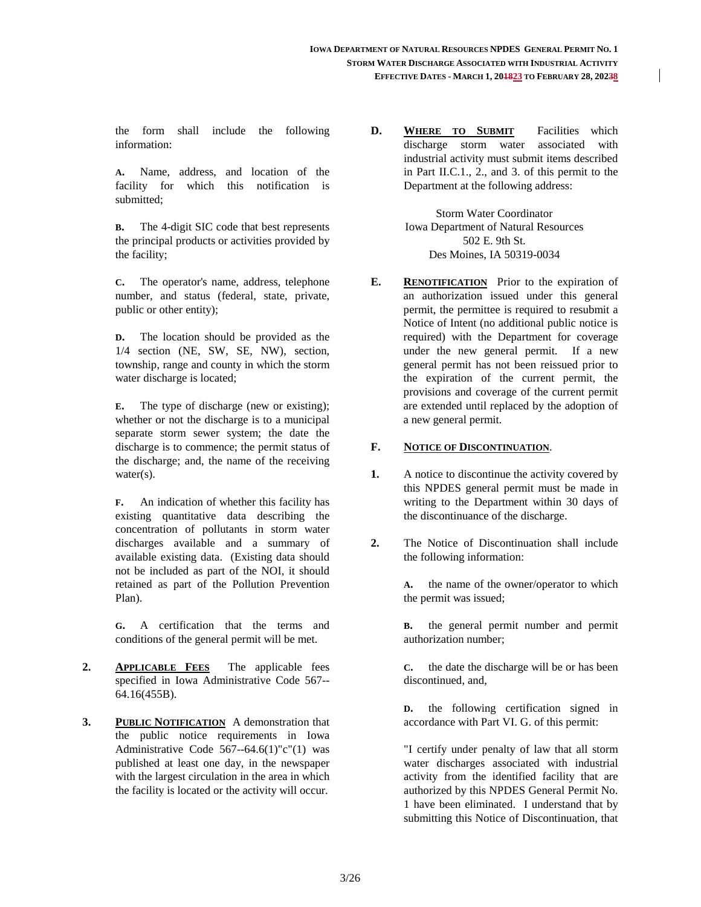the form shall include the following information:

**A.** Name, address, and location of the facility for which this notification is submitted;

**B.** The 4-digit SIC code that best represents the principal products or activities provided by the facility;

**C.** The operator's name, address, telephone number, and status (federal, state, private, public or other entity);

**D.** The location should be provided as the 1/4 section (NE, SW, SE, NW), section, township, range and county in which the storm water discharge is located;

**E.** The type of discharge (new or existing); whether or not the discharge is to a municipal separate storm sewer system; the date the discharge is to commence; the permit status of the discharge; and, the name of the receiving water(s).

**F.** An indication of whether this facility has existing quantitative data describing the concentration of pollutants in storm water discharges available and a summary of available existing data. (Existing data should not be included as part of the NOI, it should retained as part of the Pollution Prevention Plan).

**G.** A certification that the terms and conditions of the general permit will be met.

**2.** **APPLICABLE FEES** The applicable fees specified in Iowa Administrative Code 567--64.16(455B).

**3.** **PUBLIC NOTIFICATION** A demonstration that the public notice requirements in Iowa Administrative Code 567--64.6(1)"c"(1) was published at least one day, in the newspaper with the largest circulation in the area in which the facility is located or the activity will occur.

**D.** **WHERE TO SUBMIT** Facilities which discharge storm water associated with industrial activity must submit items described in Part II.C.1., 2., and 3. of this permit to the Department at the following address:

Storm Water Coordinator
Iowa Department of Natural Resources
502 E. 9th St.
Des Moines, IA 50319-0034

**E.** **RENOTIFICATION** Prior to the expiration of an authorization issued under this general permit, the permittee is required to resubmit a Notice of Intent (no additional public notice is required) with the Department for coverage under the new general permit. If a new general permit has not been reissued prior to the expiration of the current permit, the provisions and coverage of the current permit are extended until replaced by the adoption of a new general permit.

**F.** **NOTICE OF DISCONTINUATION**.

**1.** A notice to discontinue the activity covered by this NPDES general permit must be made in writing to the Department within 30 days of the discontinuance of the discharge.

**2.** The Notice of Discontinuation shall include the following information:

**A.** the name of the owner/operator to which the permit was issued;

**B.** the general permit number and permit authorization number;

**C.** the date the discharge will be or has been discontinued, and,

**D.** the following certification signed in accordance with Part VI. G. of this permit:

"I certify under penalty of law that all storm water discharges associated with industrial activity from the identified facility that are authorized by this NPDES General Permit No. 1 have been eliminated. I understand that by submitting this Notice of Discontinuation, that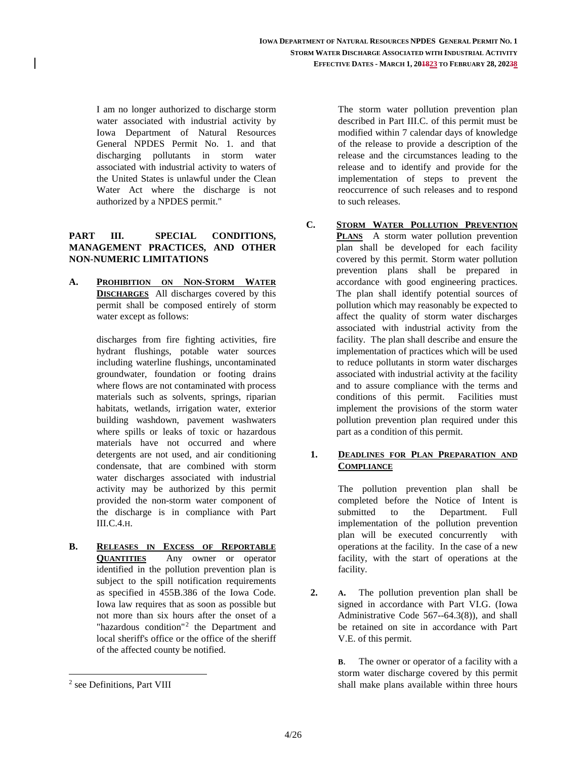I am no longer authorized to discharge storm water associated with industrial activity by Iowa Department of Natural Resources General NPDES Permit No. 1. and that discharging pollutants in storm water associated with industrial activity to waters of the United States is unlawful under the Clean Water Act where the discharge is not authorized by a NPDES permit."

## PART III. SPECIAL CONDITIONS, MANAGEMENT PRACTICES, AND OTHER NON-NUMERIC LIMITATIONS

**A. PROHIBITION ON NON-STORM WATER DISCHARGES** All discharges covered by this permit shall be composed entirely of storm water except as follows:

discharges from fire fighting activities, fire hydrant flushings, potable water sources including waterline flushings, uncontaminated groundwater, foundation or footing drains where flows are not contaminated with process materials such as solvents, springs, riparian habitats, wetlands, irrigation water, exterior building washdown, pavement washwaters where spills or leaks of toxic or hazardous materials have not occurred and where detergents are not used, and air conditioning condensate, that are combined with storm water discharges associated with industrial activity may be authorized by this permit provided the non-storm water component of the discharge is in compliance with Part III.C.4.H.

**B. RELEASES IN EXCESS OF REPORTABLE QUANTITIES** Any owner or operator identified in the pollution prevention plan is subject to the spill notification requirements as specified in 455B.386 of the Iowa Code. Iowa law requires that as soon as possible but not more than six hours after the onset of a "hazardous condition"[2] the Department and local sheriff's office or the office of the sheriff of the affected county be notified.

The storm water pollution prevention plan described in Part III.C. of this permit must be modified within 7 calendar days of knowledge of the release to provide a description of the release and the circumstances leading to the release and to identify and provide for the implementation of steps to prevent the reoccurrence of such releases and to respond to such releases.

**C. STORM WATER POLLUTION PREVENTION PLANS** A storm water pollution prevention plan shall be developed for each facility covered by this permit. Storm water pollution prevention plans shall be prepared in accordance with good engineering practices. The plan shall identify potential sources of pollution which may reasonably be expected to affect the quality of storm water discharges associated with industrial activity from the facility. The plan shall describe and ensure the implementation of practices which will be used to reduce pollutants in storm water discharges associated with industrial activity at the facility and to assure compliance with the terms and conditions of this permit. Facilities must implement the provisions of the storm water pollution prevention plan required under this part as a condition of this permit.

**1. DEADLINES FOR PLAN PREPARATION AND COMPLIANCE**

The pollution prevention plan shall be completed before the Notice of Intent is submitted to the Department. Full implementation of the pollution prevention plan will be executed concurrently with operations at the facility. In the case of a new facility, with the start of operations at the facility.

**2. A.** The pollution prevention plan shall be signed in accordance with Part VI.G. (Iowa Administrative Code 567--64.3(8)), and shall be retained on site in accordance with Part V.E. of this permit.

**B**. The owner or operator of a facility with a storm water discharge covered by this permit shall make plans available within three hours

[2] see Definitions, Part VIII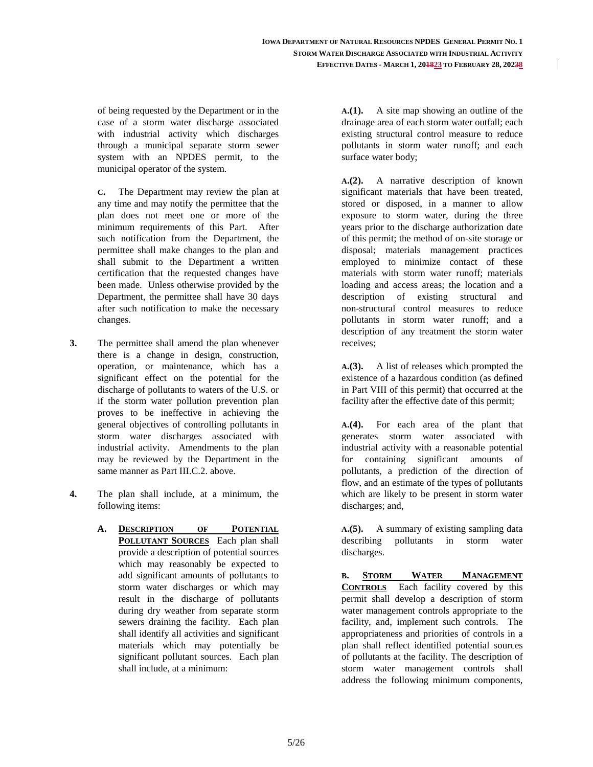of being requested by the Department or in the case of a storm water discharge associated with industrial activity which discharges through a municipal separate storm sewer system with an NPDES permit, to the municipal operator of the system.

**C.** The Department may review the plan at any time and may notify the permittee that the plan does not meet one or more of the minimum requirements of this Part. After such notification from the Department, the permittee shall make changes to the plan and shall submit to the Department a written certification that the requested changes have been made. Unless otherwise provided by the Department, the permittee shall have 30 days after such notification to make the necessary changes.

**3.** The permittee shall amend the plan whenever there is a change in design, construction, operation, or maintenance, which has a significant effect on the potential for the discharge of pollutants to waters of the U.S. or if the storm water pollution prevention plan proves to be ineffective in achieving the general objectives of controlling pollutants in storm water discharges associated with industrial activity. Amendments to the plan may be reviewed by the Department in the same manner as Part III.C.2. above.

**4.** The plan shall include, at a minimum, the following items:

**A. <u>DESCRIPTION OF POTENTIAL POLLUTANT SOURCES</u>** Each plan shall provide a description of potential sources which may reasonably be expected to add significant amounts of pollutants to storm water discharges or which may result in the discharge of pollutants during dry weather from separate storm sewers draining the facility. Each plan shall identify all activities and significant materials which may potentially be significant pollutant sources. Each plan shall include, at a minimum:

**A.(1).** A site map showing an outline of the drainage area of each storm water outfall; each existing structural control measure to reduce pollutants in storm water runoff; and each surface water body;

**A.(2).** A narrative description of known significant materials that have been treated, stored or disposed, in a manner to allow exposure to storm water, during the three years prior to the discharge authorization date of this permit; the method of on-site storage or disposal; materials management practices employed to minimize contact of these materials with storm water runoff; materials loading and access areas; the location and a description of existing structural and non-structural control measures to reduce pollutants in storm water runoff; and a description of any treatment the storm water receives;

**A.(3).** A list of releases which prompted the existence of a hazardous condition (as defined in Part VIII of this permit) that occurred at the facility after the effective date of this permit;

**A.(4).** For each area of the plant that generates storm water associated with industrial activity with a reasonable potential for containing significant amounts of pollutants, a prediction of the direction of flow, and an estimate of the types of pollutants which are likely to be present in storm water discharges; and,

**A.(5).** A summary of existing sampling data describing pollutants in storm water discharges.

**B. <u>STORM WATER MANAGEMENT CONTROLS</u>** Each facility covered by this permit shall develop a description of storm water management controls appropriate to the facility, and, implement such controls. The appropriateness and priorities of controls in a plan shall reflect identified potential sources of pollutants at the facility. The description of storm water management controls shall address the following minimum components,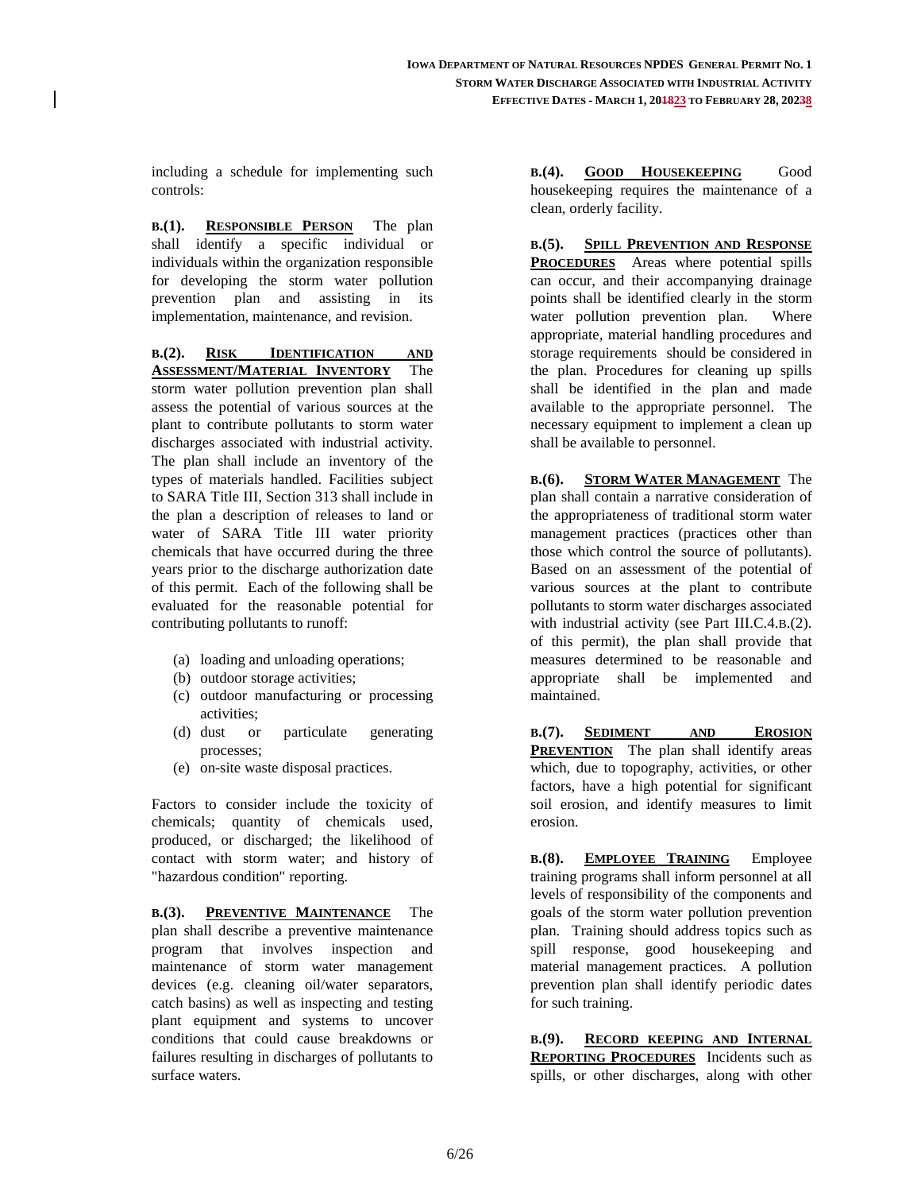including a schedule for implementing such controls:

**B.(1). RESPONSIBLE PERSON** The plan shall identify a specific individual or individuals within the organization responsible for developing the storm water pollution prevention plan and assisting in its implementation, maintenance, and revision.

**B.(2). RISK IDENTIFICATION AND ASSESSMENT/MATERIAL INVENTORY** The storm water pollution prevention plan shall assess the potential of various sources at the plant to contribute pollutants to storm water discharges associated with industrial activity. The plan shall include an inventory of the types of materials handled. Facilities subject to SARA Title III, Section 313 shall include in the plan a description of releases to land or water of SARA Title III water priority chemicals that have occurred during the three years prior to the discharge authorization date of this permit. Each of the following shall be evaluated for the reasonable potential for contributing pollutants to runoff:

(a) loading and unloading operations;
(b) outdoor storage activities;
(c) outdoor manufacturing or processing activities;
(d) dust or particulate generating processes;
(e) on-site waste disposal practices.

Factors to consider include the toxicity of chemicals; quantity of chemicals used, produced, or discharged; the likelihood of contact with storm water; and history of "hazardous condition" reporting.

**B.(3). PREVENTIVE MAINTENANCE** The plan shall describe a preventive maintenance program that involves inspection and maintenance of storm water management devices (e.g. cleaning oil/water separators, catch basins) as well as inspecting and testing plant equipment and systems to uncover conditions that could cause breakdowns or failures resulting in discharges of pollutants to surface waters.

**B.(4). GOOD HOUSEKEEPING** Good housekeeping requires the maintenance of a clean, orderly facility.

**B.(5). SPILL PREVENTION AND RESPONSE PROCEDURES** Areas where potential spills can occur, and their accompanying drainage points shall be identified clearly in the storm water pollution prevention plan. Where appropriate, material handling procedures and storage requirements should be considered in the plan. Procedures for cleaning up spills shall be identified in the plan and made available to the appropriate personnel. The necessary equipment to implement a clean up shall be available to personnel.

**B.(6). STORM WATER MANAGEMENT** The plan shall contain a narrative consideration of the appropriateness of traditional storm water management practices (practices other than those which control the source of pollutants). Based on an assessment of the potential of various sources at the plant to contribute pollutants to storm water discharges associated with industrial activity (see Part III.C.4.B.(2). of this permit), the plan shall provide that measures determined to be reasonable and appropriate shall be implemented and maintained.

**B.(7). SEDIMENT AND EROSION PREVENTION** The plan shall identify areas which, due to topography, activities, or other factors, have a high potential for significant soil erosion, and identify measures to limit erosion.

**B.(8). EMPLOYEE TRAINING** Employee training programs shall inform personnel at all levels of responsibility of the components and goals of the storm water pollution prevention plan. Training should address topics such as spill response, good housekeeping and material management practices. A pollution prevention plan shall identify periodic dates for such training.

**B.(9). RECORD KEEPING AND INTERNAL REPORTING PROCEDURES** Incidents such as spills, or other discharges, along with other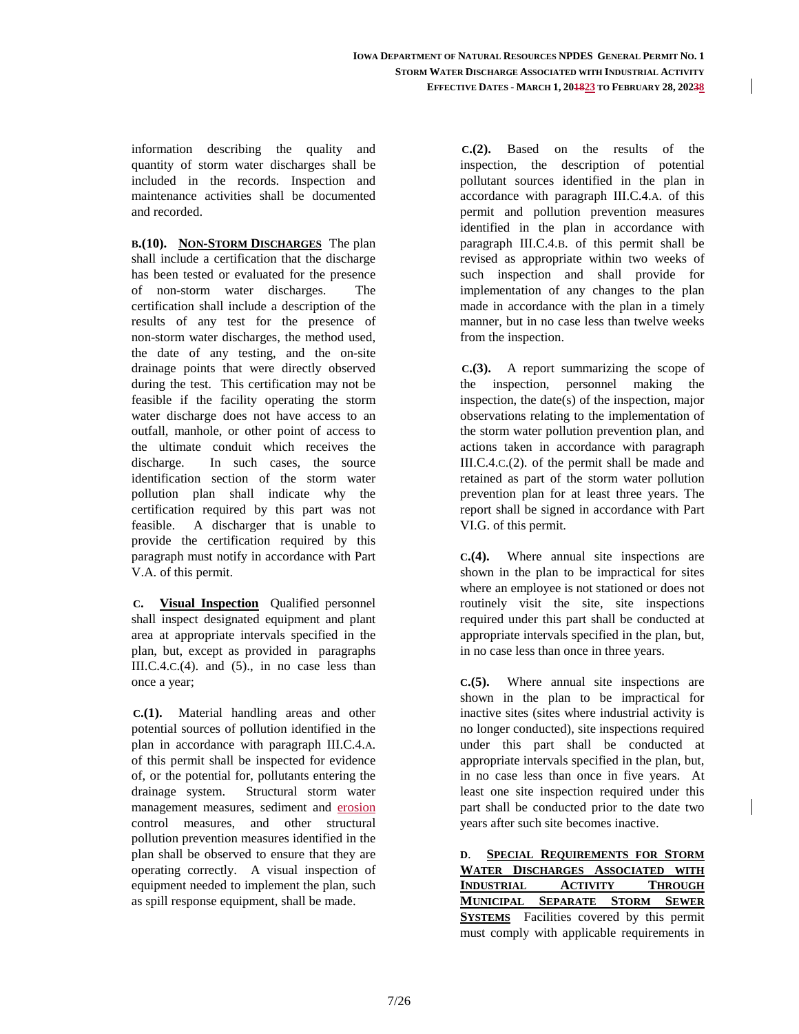information describing the quality and quantity of storm water discharges shall be included in the records. Inspection and maintenance activities shall be documented and recorded.

**B.(10). <u>NON-STORM DISCHARGES</u>** The plan shall include a certification that the discharge has been tested or evaluated for the presence of non-storm water discharges. The certification shall include a description of the results of any test for the presence of non-storm water discharges, the method used, the date of any testing, and the on-site drainage points that were directly observed during the test. This certification may not be feasible if the facility operating the storm water discharge does not have access to an outfall, manhole, or other point of access to the ultimate conduit which receives the discharge. In such cases, the source identification section of the storm water pollution plan shall indicate why the certification required by this part was not feasible. A discharger that is unable to provide the certification required by this paragraph must notify in accordance with Part V.A. of this permit.

**C. <u>Visual Inspection</u>** Qualified personnel shall inspect designated equipment and plant area at appropriate intervals specified in the plan, but, except as provided in paragraphs III.C.4.C.(4). and (5)., in no case less than once a year;

**C.(1).** Material handling areas and other potential sources of pollution identified in the plan in accordance with paragraph III.C.4.A. of this permit shall be inspected for evidence of, or the potential for, pollutants entering the drainage system. Structural storm water management measures, sediment and erosion control measures, and other structural pollution prevention measures identified in the plan shall be observed to ensure that they are operating correctly. A visual inspection of equipment needed to implement the plan, such as spill response equipment, shall be made.

**C.(2).** Based on the results of the inspection, the description of potential pollutant sources identified in the plan in accordance with paragraph III.C.4.A. of this permit and pollution prevention measures identified in the plan in accordance with paragraph III.C.4.B. of this permit shall be revised as appropriate within two weeks of such inspection and shall provide for implementation of any changes to the plan made in accordance with the plan in a timely manner, but in no case less than twelve weeks from the inspection.

**C.(3).** A report summarizing the scope of the inspection, personnel making the inspection, the date(s) of the inspection, major observations relating to the implementation of the storm water pollution prevention plan, and actions taken in accordance with paragraph III.C.4.C.(2). of the permit shall be made and retained as part of the storm water pollution prevention plan for at least three years. The report shall be signed in accordance with Part VI.G. of this permit.

**C.(4).** Where annual site inspections are shown in the plan to be impractical for sites where an employee is not stationed or does not routinely visit the site, site inspections required under this part shall be conducted at appropriate intervals specified in the plan, but, in no case less than once in three years.

**C.(5).** Where annual site inspections are shown in the plan to be impractical for inactive sites (sites where industrial activity is no longer conducted), site inspections required under this part shall be conducted at appropriate intervals specified in the plan, but, in no case less than once in five years. At least one site inspection required under this part shall be conducted prior to the date two years after such site becomes inactive.

**D. <u>SPECIAL REQUIREMENTS FOR STORM WATER DISCHARGES ASSOCIATED WITH INDUSTRIAL ACTIVITY THROUGH MUNICIPAL SEPARATE STORM SEWER SYSTEMS</u>** Facilities covered by this permit must comply with applicable requirements in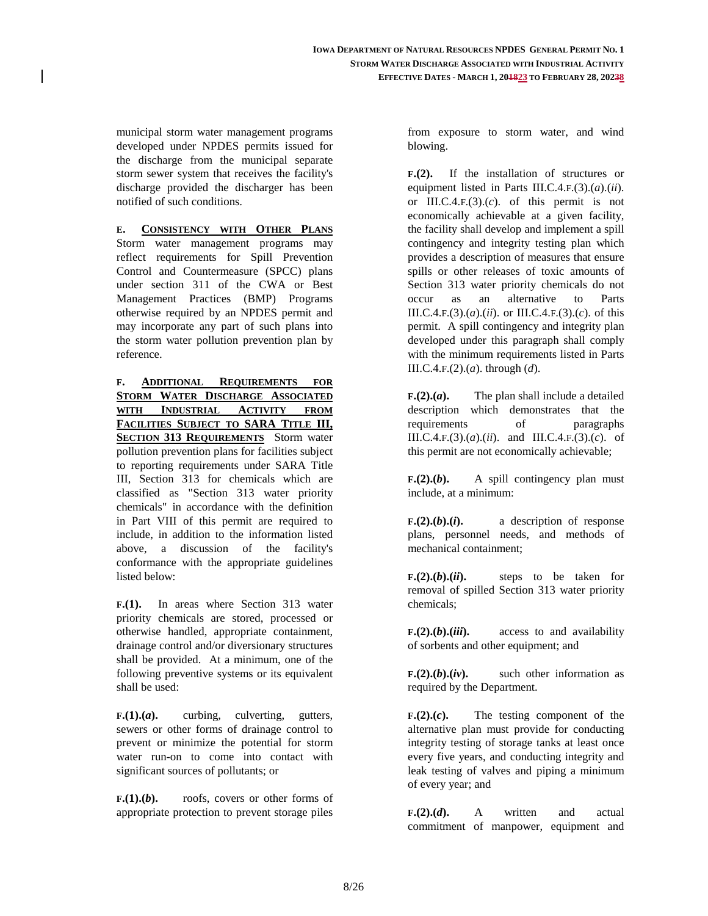municipal storm water management programs developed under NPDES permits issued for the discharge from the municipal separate storm sewer system that receives the facility's discharge provided the discharger has been notified of such conditions.

**E. CONSISTENCY WITH OTHER PLANS** Storm water management programs may reflect requirements for Spill Prevention Control and Countermeasure (SPCC) plans under section 311 of the CWA or Best Management Practices (BMP) Programs otherwise required by an NPDES permit and may incorporate any part of such plans into the storm water pollution prevention plan by reference.

**F. ADDITIONAL REQUIREMENTS FOR STORM WATER DISCHARGE ASSOCIATED WITH INDUSTRIAL ACTIVITY FROM FACILITIES SUBJECT TO SARA TITLE III, SECTION 313 REQUIREMENTS** Storm water pollution prevention plans for facilities subject to reporting requirements under SARA Title III, Section 313 for chemicals which are classified as "Section 313 water priority chemicals" in accordance with the definition in Part VIII of this permit are required to include, in addition to the information listed above, a discussion of the facility's conformance with the appropriate guidelines listed below:

**F.(1).** In areas where Section 313 water priority chemicals are stored, processed or otherwise handled, appropriate containment, drainage control and/or diversionary structures shall be provided. At a minimum, one of the following preventive systems or its equivalent shall be used:

**F.(1).(*a*).** curbing, culverting, gutters, sewers or other forms of drainage control to prevent or minimize the potential for storm water run-on to come into contact with significant sources of pollutants; or

**F.(1).(*b*).** roofs, covers or other forms of appropriate protection to prevent storage piles from exposure to storm water, and wind blowing.

**F.(2).** If the installation of structures or equipment listed in Parts III.C.4.F.(3).(*a*).(*ii*). or III.C.4.F.(3).(*c*). of this permit is not economically achievable at a given facility, the facility shall develop and implement a spill contingency and integrity testing plan which provides a description of measures that ensure spills or other releases of toxic amounts of Section 313 water priority chemicals do not occur as an alternative to Parts III.C.4.F.(3).(*a*).(*ii*). or III.C.4.F.(3).(*c*). of this permit. A spill contingency and integrity plan developed under this paragraph shall comply with the minimum requirements listed in Parts III.C.4.F.(2).(*a*). through (*d*).

**F.(2).(*a*).** The plan shall include a detailed description which demonstrates that the requirements of paragraphs III.C.4.F.(3).(*a*).(*ii*). and III.C.4.F.(3).(*c*). of this permit are not economically achievable;

**F.(2).(*b*).** A spill contingency plan must include, at a minimum:

**F.(2).(*b*).(*i*).** a description of response plans, personnel needs, and methods of mechanical containment;

**F.(2).(*b*).(*ii*).** steps to be taken for removal of spilled Section 313 water priority chemicals;

**F.(2).(*b*).(*iii*).** access to and availability of sorbents and other equipment; and

**F.(2).(*b*).(*iv*).** such other information as required by the Department.

**F.(2).(*c*).** The testing component of the alternative plan must provide for conducting integrity testing of storage tanks at least once every five years, and conducting integrity and leak testing of valves and piping a minimum of every year; and

**F.(2).(*d*).** A written and actual commitment of manpower, equipment and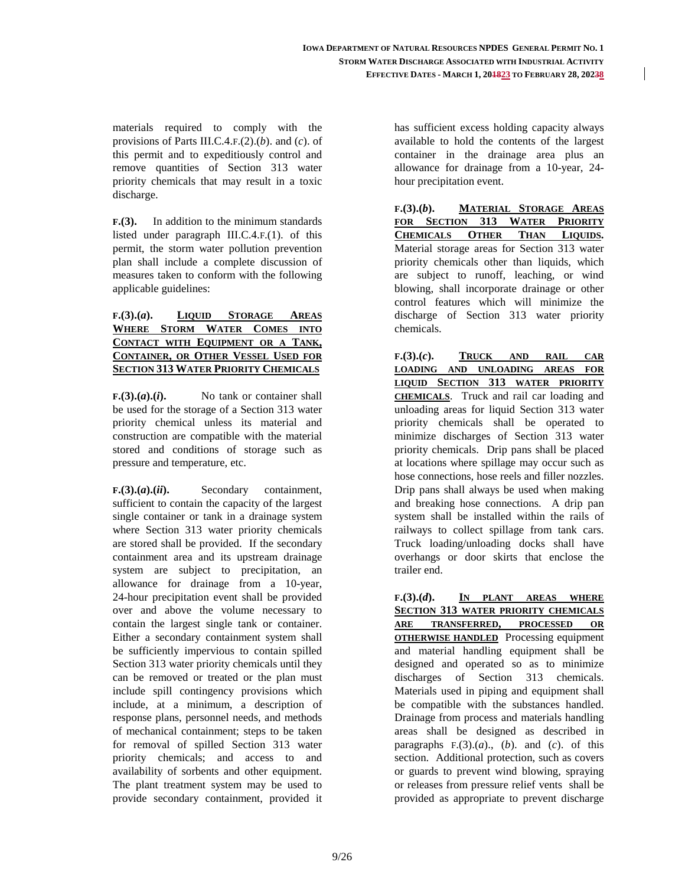materials required to comply with the provisions of Parts III.C.4.F.(2).(*b*). and (*c*). of this permit and to expeditiously control and remove quantities of Section 313 water priority chemicals that may result in a toxic discharge.

**F.(3).** In addition to the minimum standards listed under paragraph III.C.4.F.(1). of this permit, the storm water pollution prevention plan shall include a complete discussion of measures taken to conform with the following applicable guidelines:

**F.(3).(*a*).** **<u>Liquid Storage Areas Where Storm Water Comes into Contact with Equipment or a Tank, Container, or Other Vessel Used for Section 313 Water Priority Chemicals</u>**

**F.(3).(*a*).(*i*).** No tank or container shall be used for the storage of a Section 313 water priority chemical unless its material and construction are compatible with the material stored and conditions of storage such as pressure and temperature, etc.

**F.(3).(*a*).(*ii*).** Secondary containment, sufficient to contain the capacity of the largest single container or tank in a drainage system where Section 313 water priority chemicals are stored shall be provided. If the secondary containment area and its upstream drainage system are subject to precipitation, an allowance for drainage from a 10-year, 24-hour precipitation event shall be provided over and above the volume necessary to contain the largest single tank or container. Either a secondary containment system shall be sufficiently impervious to contain spilled Section 313 water priority chemicals until they can be removed or treated or the plan must include spill contingency provisions which include, at a minimum, a description of response plans, personnel needs, and methods of mechanical containment; steps to be taken for removal of spilled Section 313 water priority chemicals; and access to and availability of sorbents and other equipment. The plant treatment system may be used to provide secondary containment, provided it has sufficient excess holding capacity always available to hold the contents of the largest container in the drainage area plus an allowance for drainage from a 10-year, 24-hour precipitation event.

**F.(3).(*b*).** **<u>Material Storage Areas for Section 313 Water Priority Chemicals Other Than Liquids.</u>** Material storage areas for Section 313 water priority chemicals other than liquids, which are subject to runoff, leaching, or wind blowing, shall incorporate drainage or other control features which will minimize the discharge of Section 313 water priority chemicals.

**F.(3).(*c*).** **<u>Truck and rail car loading and unloading areas for liquid Section 313 water priority chemicals</u>**. Truck and rail car loading and unloading areas for liquid Section 313 water priority chemicals shall be operated to minimize discharges of Section 313 water priority chemicals. Drip pans shall be placed at locations where spillage may occur such as hose connections, hose reels and filler nozzles. Drip pans shall always be used when making and breaking hose connections. A drip pan system shall be installed within the rails of railways to collect spillage from tank cars. Truck loading/unloading docks shall have overhangs or door skirts that enclose the trailer end.

**F.(3).(*d*).** **<u>In plant areas where Section 313 water priority chemicals are transferred, processed or otherwise handled</u>** Processing equipment and material handling equipment shall be designed and operated so as to minimize discharges of Section 313 chemicals. Materials used in piping and equipment shall be compatible with the substances handled. Drainage from process and materials handling areas shall be designed as described in paragraphs F.(3).(*a*)., (*b*). and (*c*). of this section. Additional protection, such as covers or guards to prevent wind blowing, spraying or releases from pressure relief vents shall be provided as appropriate to prevent discharge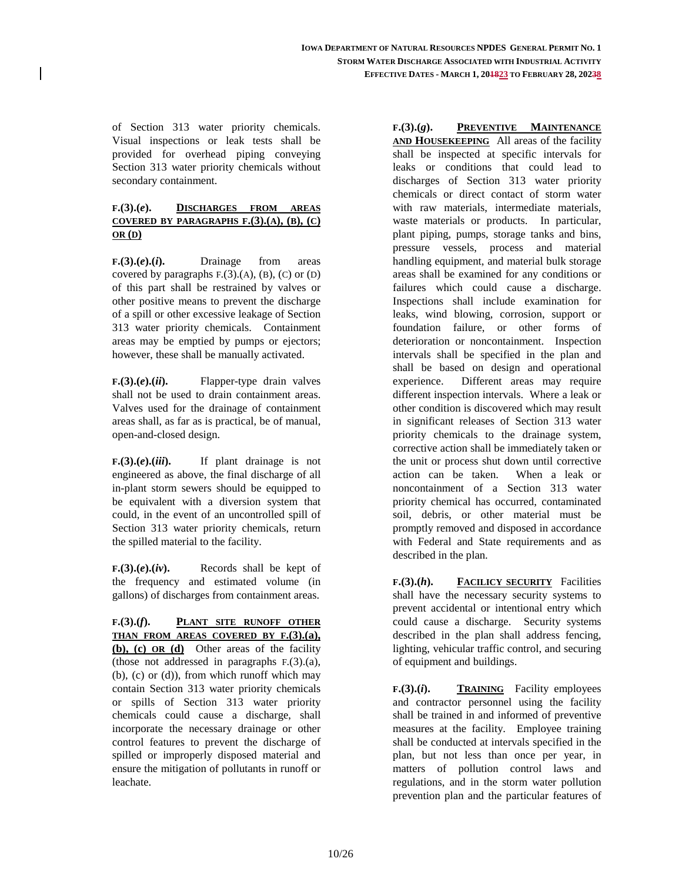of Section 313 water priority chemicals. Visual inspections or leak tests shall be provided for overhead piping conveying Section 313 water priority chemicals without secondary containment.

**F.(3).(*e*). DISCHARGES FROM AREAS COVERED BY PARAGRAPHS F.(3).(A), (B), (C) OR (D)**

**F.(3).(*e*).(*i*).** Drainage from areas covered by paragraphs F.(3).(A), (B), (C) or (D) of this part shall be restrained by valves or other positive means to prevent the discharge of a spill or other excessive leakage of Section 313 water priority chemicals. Containment areas may be emptied by pumps or ejectors; however, these shall be manually activated.

**F.(3).(*e*).(*ii*).** Flapper-type drain valves shall not be used to drain containment areas. Valves used for the drainage of containment areas shall, as far as is practical, be of manual, open-and-closed design.

**F.(3).(*e*).(*iii*).** If plant drainage is not engineered as above, the final discharge of all in-plant storm sewers should be equipped to be equivalent with a diversion system that could, in the event of an uncontrolled spill of Section 313 water priority chemicals, return the spilled material to the facility.

**F.(3).(*e*).(*iv*).** Records shall be kept of the frequency and estimated volume (in gallons) of discharges from containment areas.

**F.(3).(*f*). PLANT SITE RUNOFF OTHER THAN FROM AREAS COVERED BY F.(3).(a), (b), (c) OR (d)** Other areas of the facility (those not addressed in paragraphs F.(3).(a), (b), (c) or (d)), from which runoff which may contain Section 313 water priority chemicals or spills of Section 313 water priority chemicals could cause a discharge, shall incorporate the necessary drainage or other control features to prevent the discharge of spilled or improperly disposed material and ensure the mitigation of pollutants in runoff or leachate.

**F.(3).(*g*). PREVENTIVE MAINTENANCE AND HOUSEKEEPING** All areas of the facility shall be inspected at specific intervals for leaks or conditions that could lead to discharges of Section 313 water priority chemicals or direct contact of storm water with raw materials, intermediate materials, waste materials or products. In particular, plant piping, pumps, storage tanks and bins, pressure vessels, process and material handling equipment, and material bulk storage areas shall be examined for any conditions or failures which could cause a discharge. Inspections shall include examination for leaks, wind blowing, corrosion, support or foundation failure, or other forms of deterioration or noncontainment. Inspection intervals shall be specified in the plan and shall be based on design and operational experience. Different areas may require different inspection intervals. Where a leak or other condition is discovered which may result in significant releases of Section 313 water priority chemicals to the drainage system, corrective action shall be immediately taken or the unit or process shut down until corrective action can be taken. When a leak or noncontainment of a Section 313 water priority chemical has occurred, contaminated soil, debris, or other material must be promptly removed and disposed in accordance with Federal and State requirements and as described in the plan.

**F.(3).(*h*). FACILICY SECURITY** Facilities shall have the necessary security systems to prevent accidental or intentional entry which could cause a discharge. Security systems described in the plan shall address fencing, lighting, vehicular traffic control, and securing of equipment and buildings.

**F.(3).(*i*). TRAINING** Facility employees and contractor personnel using the facility shall be trained in and informed of preventive measures at the facility. Employee training shall be conducted at intervals specified in the plan, but not less than once per year, in matters of pollution control laws and regulations, and in the storm water pollution prevention plan and the particular features of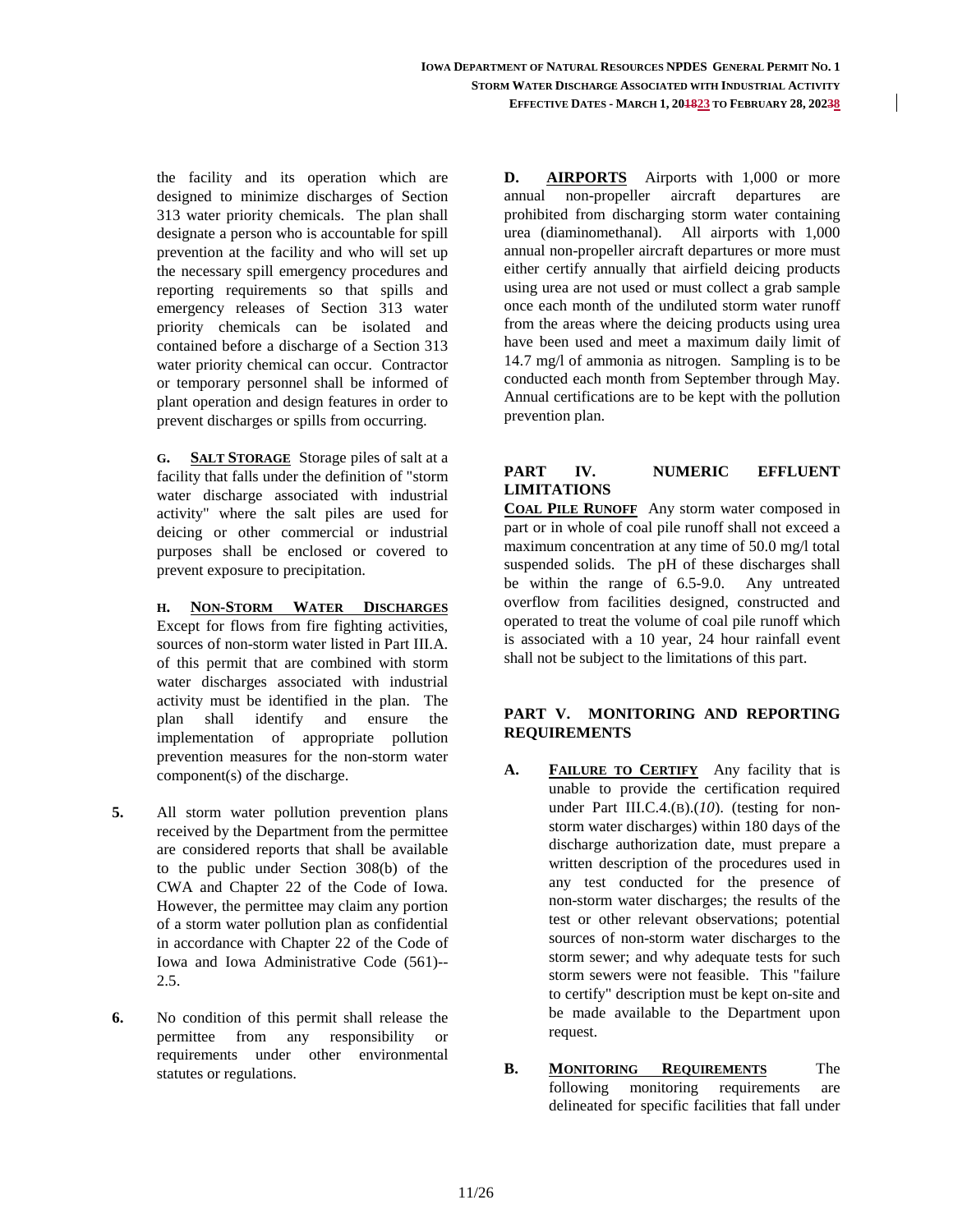the facility and its operation which are designed to minimize discharges of Section 313 water priority chemicals. The plan shall designate a person who is accountable for spill prevention at the facility and who will set up the necessary spill emergency procedures and reporting requirements so that spills and emergency releases of Section 313 water priority chemicals can be isolated and contained before a discharge of a Section 313 water priority chemical can occur. Contractor or temporary personnel shall be informed of plant operation and design features in order to prevent discharges or spills from occurring.

**G.** **<u>SALT STORAGE</u>** Storage piles of salt at a facility that falls under the definition of "storm water discharge associated with industrial activity" where the salt piles are used for deicing or other commercial or industrial purposes shall be enclosed or covered to prevent exposure to precipitation.

**H.** **<u>NON-STORM WATER DISCHARGES</u>** Except for flows from fire fighting activities, sources of non-storm water listed in Part III.A. of this permit that are combined with storm water discharges associated with industrial activity must be identified in the plan. The plan shall identify and ensure the implementation of appropriate pollution prevention measures for the non-storm water component(s) of the discharge.

**5.** All storm water pollution prevention plans received by the Department from the permittee are considered reports that shall be available to the public under Section 308(b) of the CWA and Chapter 22 of the Code of Iowa. However, the permittee may claim any portion of a storm water pollution plan as confidential in accordance with Chapter 22 of the Code of Iowa and Iowa Administrative Code (561)--2.5.

**6.** No condition of this permit shall release the permittee from any responsibility or requirements under other environmental statutes or regulations.

**D.** **<u>AIRPORTS</u>** Airports with 1,000 or more annual non-propeller aircraft departures are prohibited from discharging storm water containing urea (diaminomethanal). All airports with 1,000 annual non-propeller aircraft departures or more must either certify annually that airfield deicing products using urea are not used or must collect a grab sample once each month of the undiluted storm water runoff from the areas where the deicing products using urea have been used and meet a maximum daily limit of 14.7 mg/l of ammonia as nitrogen. Sampling is to be conducted each month from September through May. Annual certifications are to be kept with the pollution prevention plan.

## PART IV. NUMERIC EFFLUENT LIMITATIONS

**<u>COAL PILE RUNOFF</u>** Any storm water composed in part or in whole of coal pile runoff shall not exceed a maximum concentration at any time of 50.0 mg/l total suspended solids. The pH of these discharges shall be within the range of 6.5-9.0. Any untreated overflow from facilities designed, constructed and operated to treat the volume of coal pile runoff which is associated with a 10 year, 24 hour rainfall event shall not be subject to the limitations of this part.

## PART V. MONITORING AND REPORTING REQUIREMENTS

**A.** **<u>FAILURE TO CERTIFY</u>** Any facility that is unable to provide the certification required under Part III.C.4.(B).(*10*). (testing for non-storm water discharges) within 180 days of the discharge authorization date, must prepare a written description of the procedures used in any test conducted for the presence of non-storm water discharges; the results of the test or other relevant observations; potential sources of non-storm water discharges to the storm sewer; and why adequate tests for such storm sewers were not feasible. This "failure to certify" description must be kept on-site and be made available to the Department upon request.

**B.** **<u>MONITORING REQUIREMENTS</u>** The following monitoring requirements are delineated for specific facilities that fall under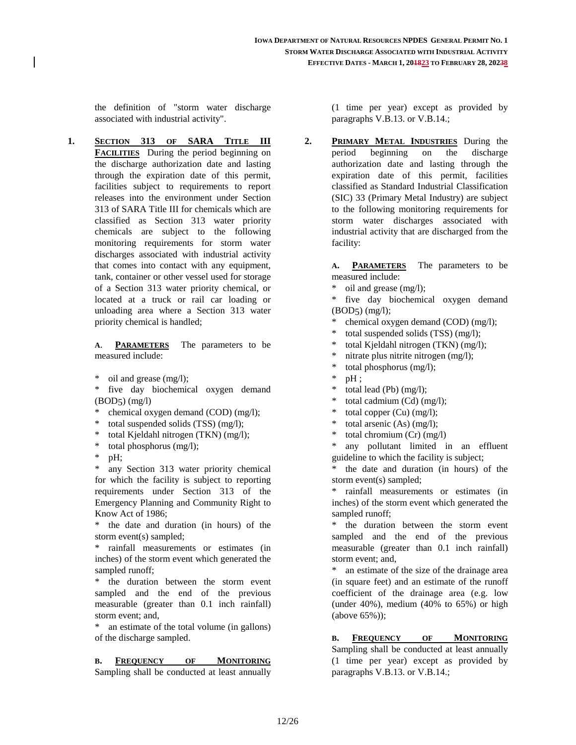the definition of "storm water discharge associated with industrial activity".

**1. SECTION 313 OF SARA TITLE III FACILITIES** During the period beginning on the discharge authorization date and lasting through the expiration date of this permit, facilities subject to requirements to report releases into the environment under Section 313 of SARA Title III for chemicals which are classified as Section 313 water priority chemicals are subject to the following monitoring requirements for storm water discharges associated with industrial activity that comes into contact with any equipment, tank, container or other vessel used for storage of a Section 313 water priority chemical, or located at a truck or rail car loading or unloading area where a Section 313 water priority chemical is handled;

**A. PARAMETERS** The parameters to be measured include:

* oil and grease (mg/l);
* five day biochemical oxygen demand ($BOD_5$) (mg/l)
* chemical oxygen demand (COD) (mg/l);
* total suspended solids (TSS) (mg/l);
* total Kjeldahl nitrogen (TKN) (mg/l);
* total phosphorus (mg/l);
* pH;
* any Section 313 water priority chemical for which the facility is subject to reporting requirements under Section 313 of the Emergency Planning and Community Right to Know Act of 1986;
* the date and duration (in hours) of the storm event(s) sampled;
* rainfall measurements or estimates (in inches) of the storm event which generated the sampled runoff;
* the duration between the storm event sampled and the end of the previous measurable (greater than 0.1 inch rainfall) storm event; and,
* an estimate of the total volume (in gallons) of the discharge sampled.

**B. FREQUENCY OF MONITORING** Sampling shall be conducted at least annually (1 time per year) except as provided by paragraphs V.B.13. or V.B.14.;

**2. PRIMARY METAL INDUSTRIES** During the period beginning on the discharge authorization date and lasting through the expiration date of this permit, facilities classified as Standard Industrial Classification (SIC) 33 (Primary Metal Industry) are subject to the following monitoring requirements for storm water discharges associated with industrial activity that are discharged from the facility:

**A. PARAMETERS** The parameters to be measured include:

* oil and grease (mg/l);
* five day biochemical oxygen demand ($BOD_5$) (mg/l);
* chemical oxygen demand (COD) (mg/l);
* total suspended solids (TSS) (mg/l);
* total Kjeldahl nitrogen (TKN) (mg/l);
* nitrate plus nitrite nitrogen (mg/l);
* total phosphorus (mg/l);
* pH ;
* total lead (Pb) (mg/l);
* total cadmium (Cd) (mg/l);
* total copper (Cu) (mg/l);
* total arsenic (As) (mg/l);
* total chromium (Cr) (mg/l)
* any pollutant limited in an effluent guideline to which the facility is subject;
* the date and duration (in hours) of the storm event(s) sampled;
* rainfall measurements or estimates (in inches) of the storm event which generated the sampled runoff;
* the duration between the storm event sampled and the end of the previous measurable (greater than 0.1 inch rainfall) storm event; and,
* an estimate of the size of the drainage area (in square feet) and an estimate of the runoff coefficient of the drainage area (e.g. low (under 40%), medium (40% to 65%) or high (above 65%));

**B. FREQUENCY OF MONITORING** Sampling shall be conducted at least annually (1 time per year) except as provided by paragraphs V.B.13. or V.B.14.;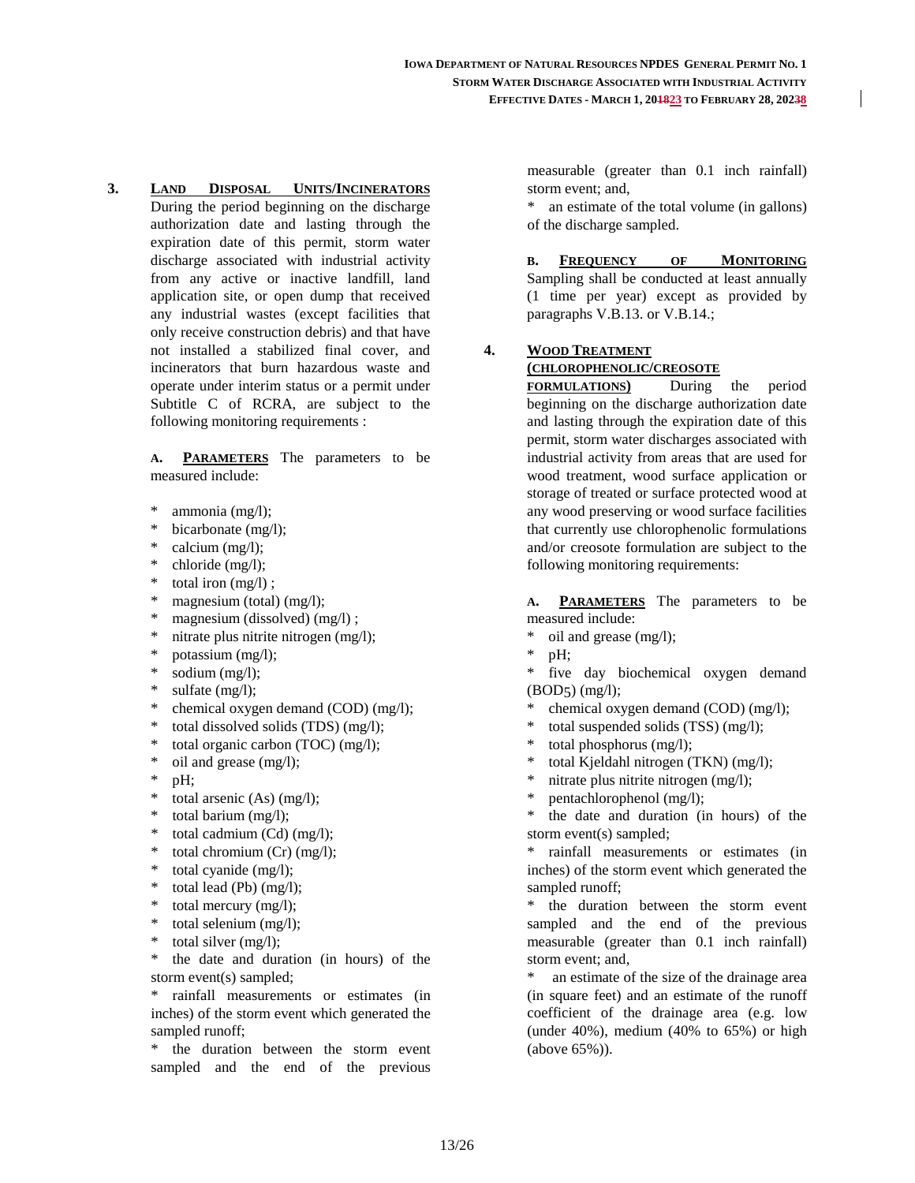**3. LAND DISPOSAL UNITS/INCINERATORS** During the period beginning on the discharge authorization date and lasting through the expiration date of this permit, storm water discharge associated with industrial activity from any active or inactive landfill, land application site, or open dump that received any industrial wastes (except facilities that only receive construction debris) and that have not installed a stabilized final cover, and incinerators that burn hazardous waste and operate under interim status or a permit under Subtitle C of RCRA, are subject to the following monitoring requirements :

**A. PARAMETERS** The parameters to be measured include:

* ammonia (mg/l);
* bicarbonate (mg/l);
* calcium (mg/l);
* chloride (mg/l);
* total iron (mg/l) ;
* magnesium (total) (mg/l);
* magnesium (dissolved) (mg/l) ;
* nitrate plus nitrite nitrogen (mg/l);
* potassium (mg/l);
* sodium (mg/l);
* sulfate (mg/l);
* chemical oxygen demand (COD) (mg/l);
* total dissolved solids (TDS) (mg/l);
* total organic carbon (TOC) (mg/l);
* oil and grease (mg/l);
* pH;
* total arsenic (As) (mg/l);
* total barium (mg/l);
* total cadmium (Cd) (mg/l);
* total chromium (Cr) (mg/l);
* total cyanide (mg/l);
* total lead (Pb) (mg/l);
* total mercury (mg/l);
* total selenium (mg/l);
* total silver (mg/l);
* the date and duration (in hours) of the storm event(s) sampled;
* rainfall measurements or estimates (in inches) of the storm event which generated the sampled runoff;
* the duration between the storm event sampled and the end of the previous measurable (greater than 0.1 inch rainfall) storm event; and,
* an estimate of the total volume (in gallons) of the discharge sampled.

**B. FREQUENCY OF MONITORING** Sampling shall be conducted at least annually (1 time per year) except as provided by paragraphs V.B.13. or V.B.14.;

**4. WOOD TREATMENT (CHLOROPHENOLIC/CREOSOTE FORMULATIONS)** During the period beginning on the discharge authorization date and lasting through the expiration date of this permit, storm water discharges associated with industrial activity from areas that are used for wood treatment, wood surface application or storage of treated or surface protected wood at any wood preserving or wood surface facilities that currently use chlorophenolic formulations and/or creosote formulation are subject to the following monitoring requirements:

**A. PARAMETERS** The parameters to be measured include:

* oil and grease (mg/l);
* pH;
* five day biochemical oxygen demand ($BOD_5$) (mg/l);
* chemical oxygen demand (COD) (mg/l);
* total suspended solids (TSS) (mg/l);
* total phosphorus (mg/l);
* total Kjeldahl nitrogen (TKN) (mg/l);
* nitrate plus nitrite nitrogen (mg/l);
* pentachlorophenol (mg/l);
* the date and duration (in hours) of the storm event(s) sampled;
* rainfall measurements or estimates (in inches) of the storm event which generated the sampled runoff;
* the duration between the storm event sampled and the end of the previous measurable (greater than 0.1 inch rainfall) storm event; and,
* an estimate of the size of the drainage area (in square feet) and an estimate of the runoff coefficient of the drainage area (e.g. low (under 40%), medium (40% to 65%) or high (above 65%)).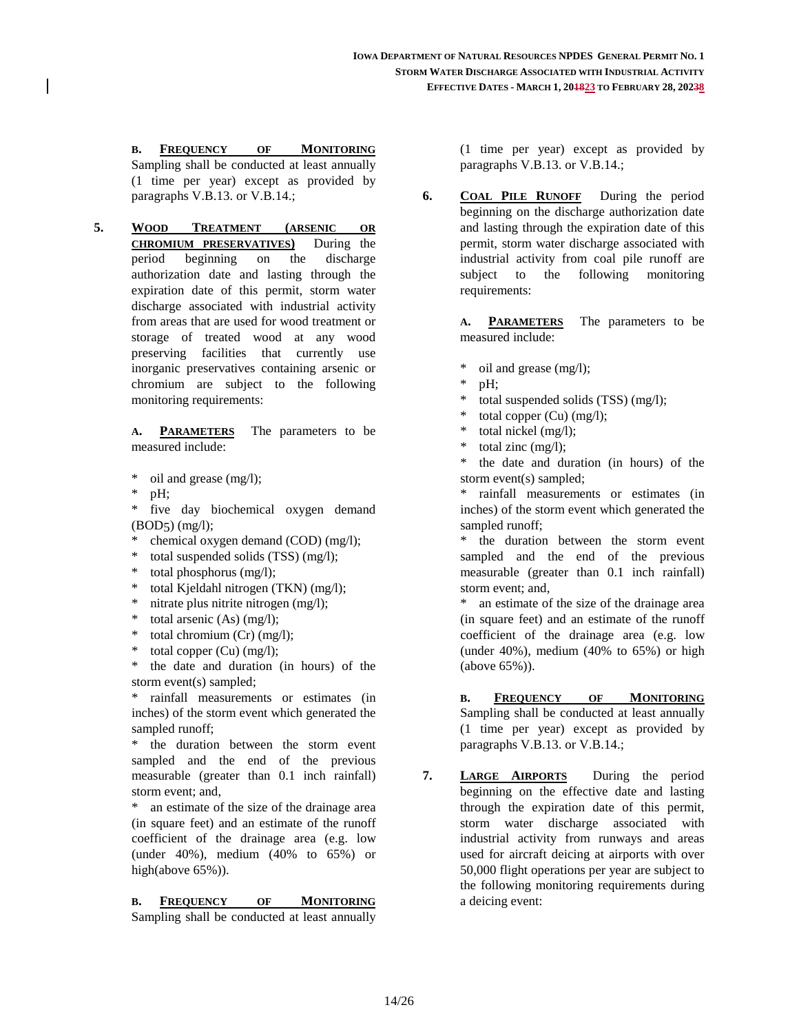**B. FREQUENCY OF MONITORING** Sampling shall be conducted at least annually (1 time per year) except as provided by paragraphs V.B.13. or V.B.14.;

**5. WOOD TREATMENT (ARSENIC OR CHROMIUM PRESERVATIVES)** During the period beginning on the discharge authorization date and lasting through the expiration date of this permit, storm water discharge associated with industrial activity from areas that are used for wood treatment or storage of treated wood at any wood preserving facilities that currently use inorganic preservatives containing arsenic or chromium are subject to the following monitoring requirements:

**A. PARAMETERS** The parameters to be measured include:

* oil and grease (mg/l);
* pH;
* five day biochemical oxygen demand ($BOD_5$) (mg/l);
* chemical oxygen demand (COD) (mg/l);
* total suspended solids (TSS) (mg/l);
* total phosphorus (mg/l);
* total Kjeldahl nitrogen (TKN) (mg/l);
* nitrate plus nitrite nitrogen (mg/l);
* total arsenic (As) (mg/l);
* total chromium (Cr) (mg/l);
* total copper (Cu) (mg/l);
* the date and duration (in hours) of the storm event(s) sampled;
* rainfall measurements or estimates (in inches) of the storm event which generated the sampled runoff;
* the duration between the storm event sampled and the end of the previous measurable (greater than 0.1 inch rainfall) storm event; and,
* an estimate of the size of the drainage area (in square feet) and an estimate of the runoff coefficient of the drainage area (e.g. low (under 40%), medium (40% to 65%) or high(above 65%)).

**B. FREQUENCY OF MONITORING** Sampling shall be conducted at least annually (1 time per year) except as provided by paragraphs V.B.13. or V.B.14.;

**6. COAL PILE RUNOFF** During the period beginning on the discharge authorization date and lasting through the expiration date of this permit, storm water discharge associated with industrial activity from coal pile runoff are subject to the following monitoring requirements:

**A. PARAMETERS** The parameters to be measured include:

* oil and grease (mg/l);
* pH;
* total suspended solids (TSS) (mg/l);
* total copper (Cu) (mg/l);
* total nickel (mg/l);
* total zinc (mg/l);
* the date and duration (in hours) of the storm event(s) sampled;
* rainfall measurements or estimates (in inches) of the storm event which generated the sampled runoff;
* the duration between the storm event sampled and the end of the previous measurable (greater than 0.1 inch rainfall) storm event; and,
* an estimate of the size of the drainage area (in square feet) and an estimate of the runoff coefficient of the drainage area (e.g. low (under 40%), medium (40% to 65%) or high (above 65%)).

**B. FREQUENCY OF MONITORING** Sampling shall be conducted at least annually (1 time per year) except as provided by paragraphs V.B.13. or V.B.14.;

**7. LARGE AIRPORTS** During the period beginning on the effective date and lasting through the expiration date of this permit, storm water discharge associated with industrial activity from runways and areas used for aircraft deicing at airports with over 50,000 flight operations per year are subject to the following monitoring requirements during a deicing event: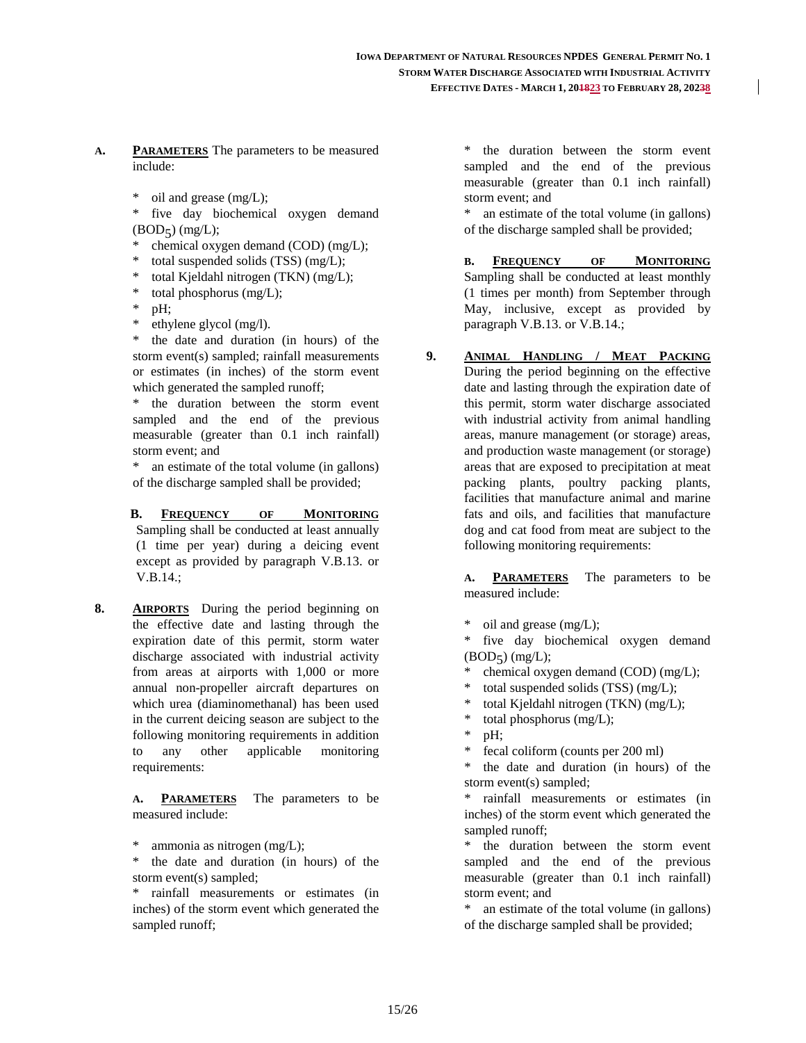**A. PARAMETERS** The parameters to be measured include:

* oil and grease (mg/L);
* five day biochemical oxygen demand ($BOD_5$) (mg/L);
* chemical oxygen demand (COD) (mg/L);
* total suspended solids (TSS) (mg/L);
* total Kjeldahl nitrogen (TKN) (mg/L);
* total phosphorus (mg/L);
* pH;
* ethylene glycol (mg/l).
* the date and duration (in hours) of the storm event(s) sampled; rainfall measurements or estimates (in inches) of the storm event which generated the sampled runoff;
* the duration between the storm event sampled and the end of the previous measurable (greater than 0.1 inch rainfall) storm event; and
* an estimate of the total volume (in gallons) of the discharge sampled shall be provided;

**B. FREQUENCY OF MONITORING** Sampling shall be conducted at least annually (1 time per year) during a deicing event except as provided by paragraph V.B.13. or V.B.14.;

**8. AIRPORTS** During the period beginning on the effective date and lasting through the expiration date of this permit, storm water discharge associated with industrial activity from areas at airports with 1,000 or more annual non-propeller aircraft departures on which urea (diaminomethanal) has been used in the current deicing season are subject to the following monitoring requirements in addition to any other applicable monitoring requirements:

**A. PARAMETERS** The parameters to be measured include:

* ammonia as nitrogen (mg/L);
* the date and duration (in hours) of the storm event(s) sampled;
* rainfall measurements or estimates (in inches) of the storm event which generated the sampled runoff;
* the duration between the storm event sampled and the end of the previous measurable (greater than 0.1 inch rainfall) storm event; and
* an estimate of the total volume (in gallons) of the discharge sampled shall be provided;

**B. FREQUENCY OF MONITORING** Sampling shall be conducted at least monthly (1 times per month) from September through May, inclusive, except as provided by paragraph V.B.13. or V.B.14.;

**9. ANIMAL HANDLING / MEAT PACKING** During the period beginning on the effective date and lasting through the expiration date of this permit, storm water discharge associated with industrial activity from animal handling areas, manure management (or storage) areas, and production waste management (or storage) areas that are exposed to precipitation at meat packing plants, poultry packing plants, facilities that manufacture animal and marine fats and oils, and facilities that manufacture dog and cat food from meat are subject to the following monitoring requirements:

**A. PARAMETERS** The parameters to be measured include:

* oil and grease (mg/L);
* five day biochemical oxygen demand ($BOD_5$) (mg/L);
* chemical oxygen demand (COD) (mg/L);
* total suspended solids (TSS) (mg/L);
* total Kjeldahl nitrogen (TKN) (mg/L);
* total phosphorus (mg/L);
* pH;
* fecal coliform (counts per 200 ml)
* the date and duration (in hours) of the storm event(s) sampled;
* rainfall measurements or estimates (in inches) of the storm event which generated the sampled runoff;
* the duration between the storm event sampled and the end of the previous measurable (greater than 0.1 inch rainfall) storm event; and
* an estimate of the total volume (in gallons) of the discharge sampled shall be provided;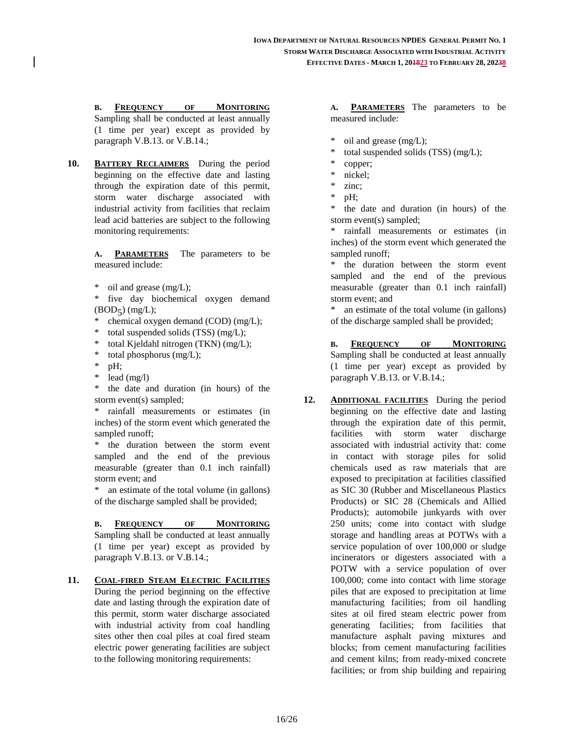**B. FREQUENCY OF MONITORING** Sampling shall be conducted at least annually (1 time per year) except as provided by paragraph V.B.13. or V.B.14.;

**10. BATTERY RECLAIMERS** During the period beginning on the effective date and lasting through the expiration date of this permit, storm water discharge associated with industrial activity from facilities that reclaim lead acid batteries are subject to the following monitoring requirements:

**A. PARAMETERS** The parameters to be measured include:

* oil and grease (mg/L);
* five day biochemical oxygen demand ($BOD_5$) (mg/L);
* chemical oxygen demand (COD) (mg/L);
* total suspended solids (TSS) (mg/L);
* total Kjeldahl nitrogen (TKN) (mg/L);
* total phosphorus (mg/L);
* pH;
* lead (mg/l)
* the date and duration (in hours) of the storm event(s) sampled;
* rainfall measurements or estimates (in inches) of the storm event which generated the sampled runoff;
* the duration between the storm event sampled and the end of the previous measurable (greater than 0.1 inch rainfall) storm event; and
* an estimate of the total volume (in gallons) of the discharge sampled shall be provided;

**B. FREQUENCY OF MONITORING** Sampling shall be conducted at least annually (1 time per year) except as provided by paragraph V.B.13. or V.B.14.;

**11. COAL-FIRED STEAM ELECTRIC FACILITIES** During the period beginning on the effective date and lasting through the expiration date of this permit, storm water discharge associated with industrial activity from coal handling sites other then coal piles at coal fired steam electric power generating facilities are subject to the following monitoring requirements:

**A. PARAMETERS** The parameters to be measured include:

* oil and grease (mg/L);
* total suspended solids (TSS) (mg/L);
* copper;
* nickel;
* zinc;
* pH;
* the date and duration (in hours) of the storm event(s) sampled;
* rainfall measurements or estimates (in inches) of the storm event which generated the sampled runoff;
* the duration between the storm event sampled and the end of the previous measurable (greater than 0.1 inch rainfall) storm event; and
* an estimate of the total volume (in gallons) of the discharge sampled shall be provided;

**B. FREQUENCY OF MONITORING** Sampling shall be conducted at least annually (1 time per year) except as provided by paragraph V.B.13. or V.B.14.;

**12. ADDITIONAL FACILITIES** During the period beginning on the effective date and lasting through the expiration date of this permit, facilities with storm water discharge associated with industrial activity that: come in contact with storage piles for solid chemicals used as raw materials that are exposed to precipitation at facilities classified as SIC 30 (Rubber and Miscellaneous Plastics Products) or SIC 28 (Chemicals and Allied Products); automobile junkyards with over 250 units; come into contact with sludge storage and handling areas at POTWs with a service population of over 100,000 or sludge incinerators or digesters associated with a POTW with a service population of over 100,000; come into contact with lime storage piles that are exposed to precipitation at lime manufacturing facilities; from oil handling sites at oil fired steam electric power from generating facilities; from facilities that manufacture asphalt paving mixtures and blocks; from cement manufacturing facilities and cement kilns; from ready-mixed concrete facilities; or from ship building and repairing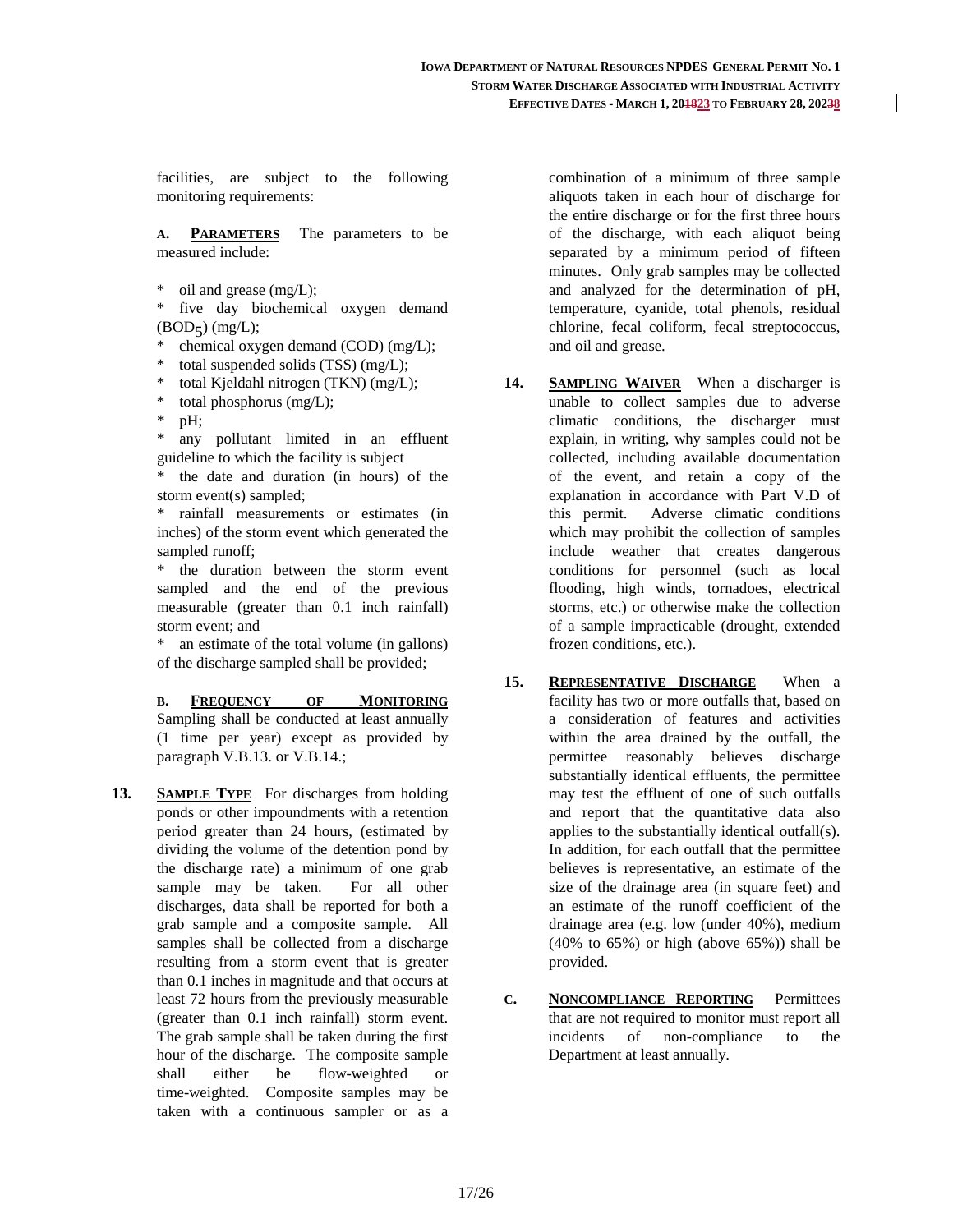facilities, are subject to the following monitoring requirements:

**A. PARAMETERS** The parameters to be measured include:

* oil and grease (mg/L);
* five day biochemical oxygen demand ($BOD_5$) (mg/L);
* chemical oxygen demand (COD) (mg/L);
* total suspended solids (TSS) (mg/L);
* total Kjeldahl nitrogen (TKN) (mg/L);
* total phosphorus (mg/L);
* pH;
* any pollutant limited in an effluent guideline to which the facility is subject
* the date and duration (in hours) of the storm event(s) sampled;
* rainfall measurements or estimates (in inches) of the storm event which generated the sampled runoff;
* the duration between the storm event sampled and the end of the previous measurable (greater than 0.1 inch rainfall) storm event; and
* an estimate of the total volume (in gallons) of the discharge sampled shall be provided;

**B. FREQUENCY OF MONITORING** Sampling shall be conducted at least annually (1 time per year) except as provided by paragraph V.B.13. or V.B.14.;

**13. SAMPLE TYPE** For discharges from holding ponds or other impoundments with a retention period greater than 24 hours, (estimated by dividing the volume of the detention pond by the discharge rate) a minimum of one grab sample may be taken. For all other discharges, data shall be reported for both a grab sample and a composite sample. All samples shall be collected from a discharge resulting from a storm event that is greater than 0.1 inches in magnitude and that occurs at least 72 hours from the previously measurable (greater than 0.1 inch rainfall) storm event. The grab sample shall be taken during the first hour of the discharge. The composite sample shall either be flow-weighted or time-weighted. Composite samples may be taken with a continuous sampler or as a combination of a minimum of three sample aliquots taken in each hour of discharge for the entire discharge or for the first three hours of the discharge, with each aliquot being separated by a minimum period of fifteen minutes. Only grab samples may be collected and analyzed for the determination of pH, temperature, cyanide, total phenols, residual chlorine, fecal coliform, fecal streptococcus, and oil and grease.

**14. SAMPLING WAIVER** When a discharger is unable to collect samples due to adverse climatic conditions, the discharger must explain, in writing, why samples could not be collected, including available documentation of the event, and retain a copy of the explanation in accordance with Part V.D of this permit. Adverse climatic conditions which may prohibit the collection of samples include weather that creates dangerous conditions for personnel (such as local flooding, high winds, tornadoes, electrical storms, etc.) or otherwise make the collection of a sample impracticable (drought, extended frozen conditions, etc.).

**15. REPRESENTATIVE DISCHARGE** When a facility has two or more outfalls that, based on a consideration of features and activities within the area drained by the outfall, the permittee reasonably believes discharge substantially identical effluents, the permittee may test the effluent of one of such outfalls and report that the quantitative data also applies to the substantially identical outfall(s). In addition, for each outfall that the permittee believes is representative, an estimate of the size of the drainage area (in square feet) and an estimate of the runoff coefficient of the drainage area (e.g. low (under 40%), medium (40% to 65%) or high (above 65%)) shall be provided.

**C. NONCOMPLIANCE REPORTING** Permittees that are not required to monitor must report all incidents of non-compliance to the Department at least annually.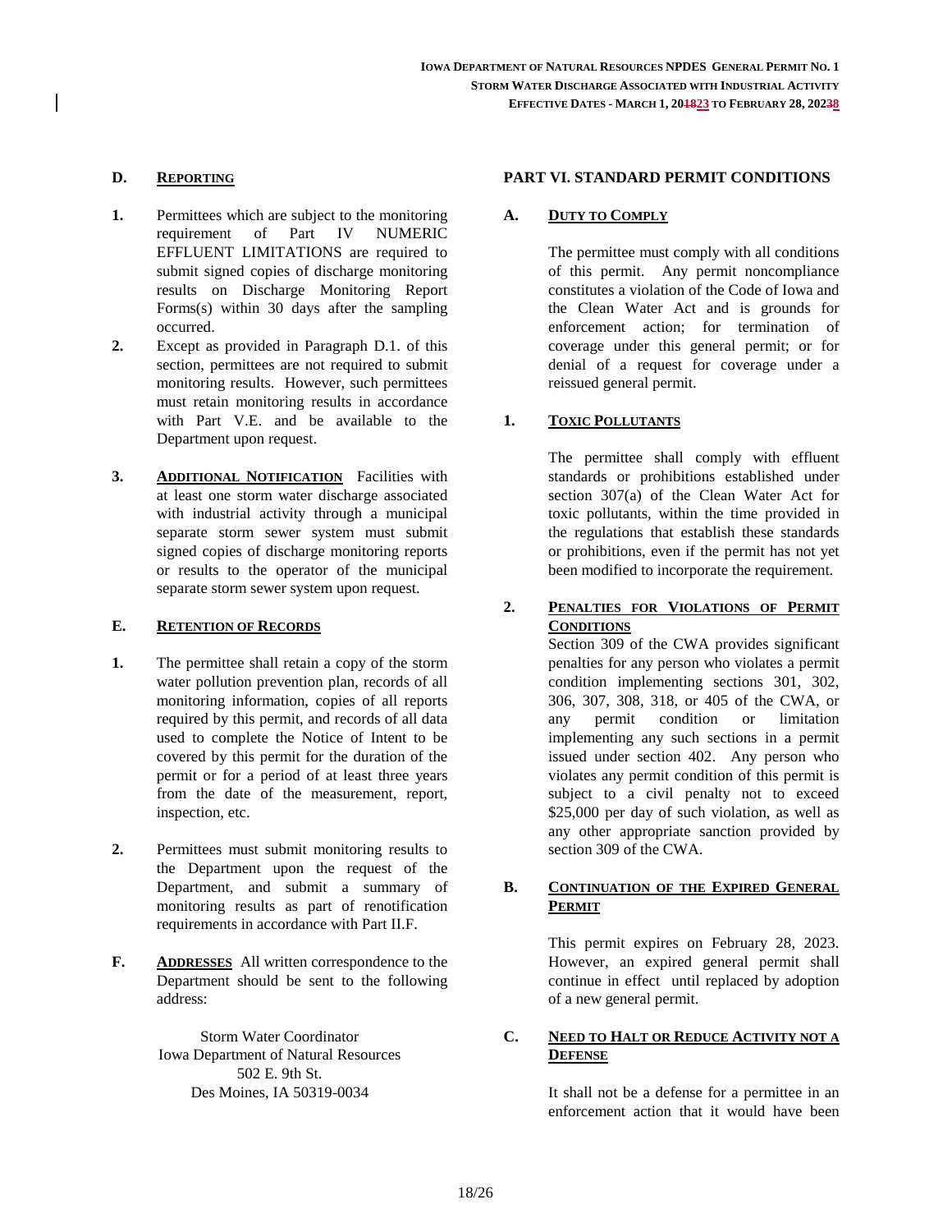### D. Reporting

1. Permittees which are subject to the monitoring requirement of Part IV NUMERIC EFFLUENT LIMITATIONS are required to submit signed copies of discharge monitoring results on Discharge Monitoring Report Forms(s) within 30 days after the sampling occurred.
2. Except as provided in Paragraph D.1. of this section, permittees are not required to submit monitoring results. However, such permittees must retain monitoring results in accordance with Part V.E. and be available to the Department upon request.
3. **Additional Notification** Facilities with at least one storm water discharge associated with industrial activity through a municipal separate storm sewer system must submit signed copies of discharge monitoring reports or results to the operator of the municipal separate storm sewer system upon request.

### E. Retention of Records

1. The permittee shall retain a copy of the storm water pollution prevention plan, records of all monitoring information, copies of all reports required by this permit, and records of all data used to complete the Notice of Intent to be covered by this permit for the duration of the permit or for a period of at least three years from the date of the measurement, report, inspection, etc.
2. Permittees must submit monitoring results to the Department upon the request of the Department, and submit a summary of monitoring results as part of renotification requirements in accordance with Part II.F.

### F. Addresses

All written correspondence to the Department should be sent to the following address:

Storm Water Coordinator
Iowa Department of Natural Resources
502 E. 9th St.
Des Moines, IA 50319-0034

## PART VI. STANDARD PERMIT CONDITIONS

### A. Duty to Comply

The permittee must comply with all conditions of this permit. Any permit noncompliance constitutes a violation of the Code of Iowa and the Clean Water Act and is grounds for enforcement action; for termination of coverage under this general permit; or for denial of a request for coverage under a reissued general permit.

#### 1. Toxic Pollutants

The permittee shall comply with effluent standards or prohibitions established under section 307(a) of the Clean Water Act for toxic pollutants, within the time provided in the regulations that establish these standards or prohibitions, even if the permit has not yet been modified to incorporate the requirement.

#### 2. Penalties for Violations of Permit Conditions

Section 309 of the CWA provides significant penalties for any person who violates a permit condition implementing sections 301, 302, 306, 307, 308, 318, or 405 of the CWA, or any permit condition or limitation implementing any such sections in a permit issued under section 402. Any person who violates any permit condition of this permit is subject to a civil penalty not to exceed $25,000 per day of such violation, as well as any other appropriate sanction provided by section 309 of the CWA.

### B. Continuation of the Expired General Permit

This permit expires on February 28, 2023. However, an expired general permit shall continue in effect until replaced by adoption of a new general permit.

### C. Need to Halt or Reduce Activity not a Defense

It shall not be a defense for a permittee in an enforcement action that it would have been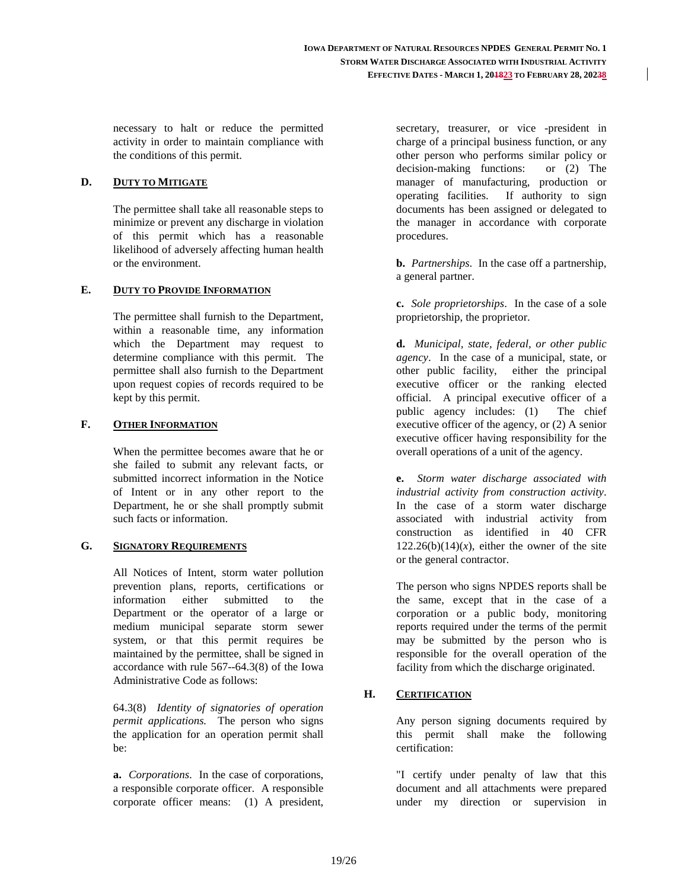necessary to halt or reduce the permitted activity in order to maintain compliance with the conditions of this permit.

**D. DUTY TO MITIGATE**

The permittee shall take all reasonable steps to minimize or prevent any discharge in violation of this permit which has a reasonable likelihood of adversely affecting human health or the environment.

**E. DUTY TO PROVIDE INFORMATION**

The permittee shall furnish to the Department, within a reasonable time, any information which the Department may request to determine compliance with this permit. The permittee shall also furnish to the Department upon request copies of records required to be kept by this permit.

**F. OTHER INFORMATION**

When the permittee becomes aware that he or she failed to submit any relevant facts, or submitted incorrect information in the Notice of Intent or in any other report to the Department, he or she shall promptly submit such facts or information.

**G. SIGNATORY REQUIREMENTS**

All Notices of Intent, storm water pollution prevention plans, reports, certifications or information either submitted to the Department or the operator of a large or medium municipal separate storm sewer system, or that this permit requires be maintained by the permittee, shall be signed in accordance with rule 567--64.3(8) of the Iowa Administrative Code as follows:

64.3(8) *Identity of signatories of operation permit applications.* The person who signs the application for an operation permit shall be:

**a.** *Corporations*. In the case of corporations, a responsible corporate officer. A responsible corporate officer means: (1) A president, secretary, treasurer, or vice -president in charge of a principal business function, or any other person who performs similar policy or decision-making functions: or (2) The manager of manufacturing, production or operating facilities. If authority to sign documents has been assigned or delegated to the manager in accordance with corporate procedures.

**b.** *Partnerships*. In the case off a partnership, a general partner.

**c.** *Sole proprietorships*. In the case of a sole proprietorship, the proprietor.

**d.** *Municipal, state, federal, or other public agency*. In the case of a municipal, state, or other public facility, either the principal executive officer or the ranking elected official. A principal executive officer of a public agency includes: (1) The chief executive officer of the agency, or (2) A senior executive officer having responsibility for the overall operations of a unit of the agency.

**e.** *Storm water discharge associated with industrial activity from construction activity*. In the case of a storm water discharge associated with industrial activity from construction as identified in 40 CFR 122.26(b)(14)(*x*), either the owner of the site or the general contractor.

The person who signs NPDES reports shall be the same, except that in the case of a corporation or a public body, monitoring reports required under the terms of the permit may be submitted by the person who is responsible for the overall operation of the facility from which the discharge originated.

**H. CERTIFICATION**

Any person signing documents required by this permit shall make the following certification:

"I certify under penalty of law that this document and all attachments were prepared under my direction or supervision in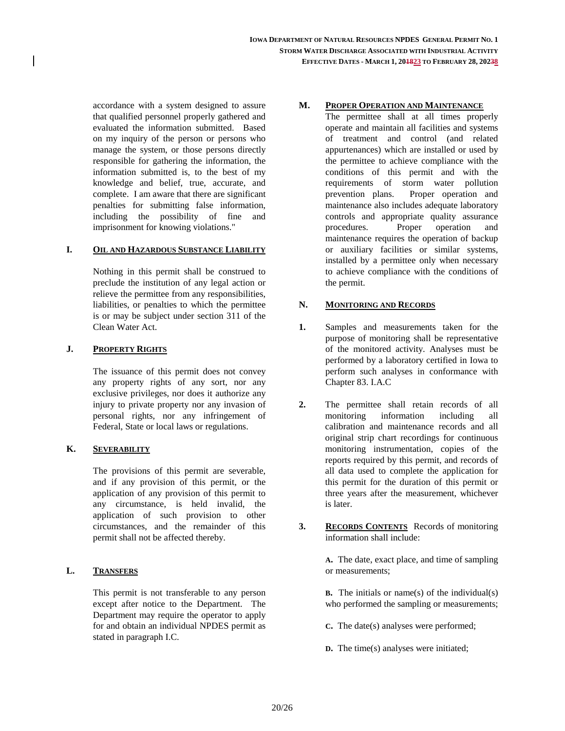accordance with a system designed to assure that qualified personnel properly gathered and evaluated the information submitted. Based on my inquiry of the person or persons who manage the system, or those persons directly responsible for gathering the information, the information submitted is, to the best of my knowledge and belief, true, accurate, and complete. I am aware that there are significant penalties for submitting false information, including the possibility of fine and imprisonment for knowing violations."

**I. OIL AND HAZARDOUS SUBSTANCE LIABILITY**

Nothing in this permit shall be construed to preclude the institution of any legal action or relieve the permittee from any responsibilities, liabilities, or penalties to which the permittee is or may be subject under section 311 of the Clean Water Act.

**J. PROPERTY RIGHTS**

The issuance of this permit does not convey any property rights of any sort, nor any exclusive privileges, nor does it authorize any injury to private property nor any invasion of personal rights, nor any infringement of Federal, State or local laws or regulations.

**K. SEVERABILITY**

The provisions of this permit are severable, and if any provision of this permit, or the application of any provision of this permit to any circumstance, is held invalid, the application of such provision to other circumstances, and the remainder of this permit shall not be affected thereby.

**L. TRANSFERS**

This permit is not transferable to any person except after notice to the Department. The Department may require the operator to apply for and obtain an individual NPDES permit as stated in paragraph I.C.

**M. PROPER OPERATION AND MAINTENANCE**

The permittee shall at all times properly operate and maintain all facilities and systems of treatment and control (and related appurtenances) which are installed or used by the permittee to achieve compliance with the conditions of this permit and with the requirements of storm water pollution prevention plans. Proper operation and maintenance also includes adequate laboratory controls and appropriate quality assurance procedures. Proper operation and maintenance requires the operation of backup or auxiliary facilities or similar systems, installed by a permittee only when necessary to achieve compliance with the conditions of the permit.

**N. MONITORING AND RECORDS**

**1.** Samples and measurements taken for the purpose of monitoring shall be representative of the monitored activity. Analyses must be performed by a laboratory certified in Iowa to perform such analyses in conformance with Chapter 83. I.A.C

**2.** The permittee shall retain records of all monitoring information including all calibration and maintenance records and all original strip chart recordings for continuous monitoring instrumentation, copies of the reports required by this permit, and records of all data used to complete the application for this permit for the duration of this permit or three years after the measurement, whichever is later.

**3.** **RECORDS CONTENTS** Records of monitoring information shall include:

**A.** The date, exact place, and time of sampling or measurements;

**B.** The initials or name(s) of the individual(s) who performed the sampling or measurements;

**C.** The date(s) analyses were performed;

**D.** The time(s) analyses were initiated;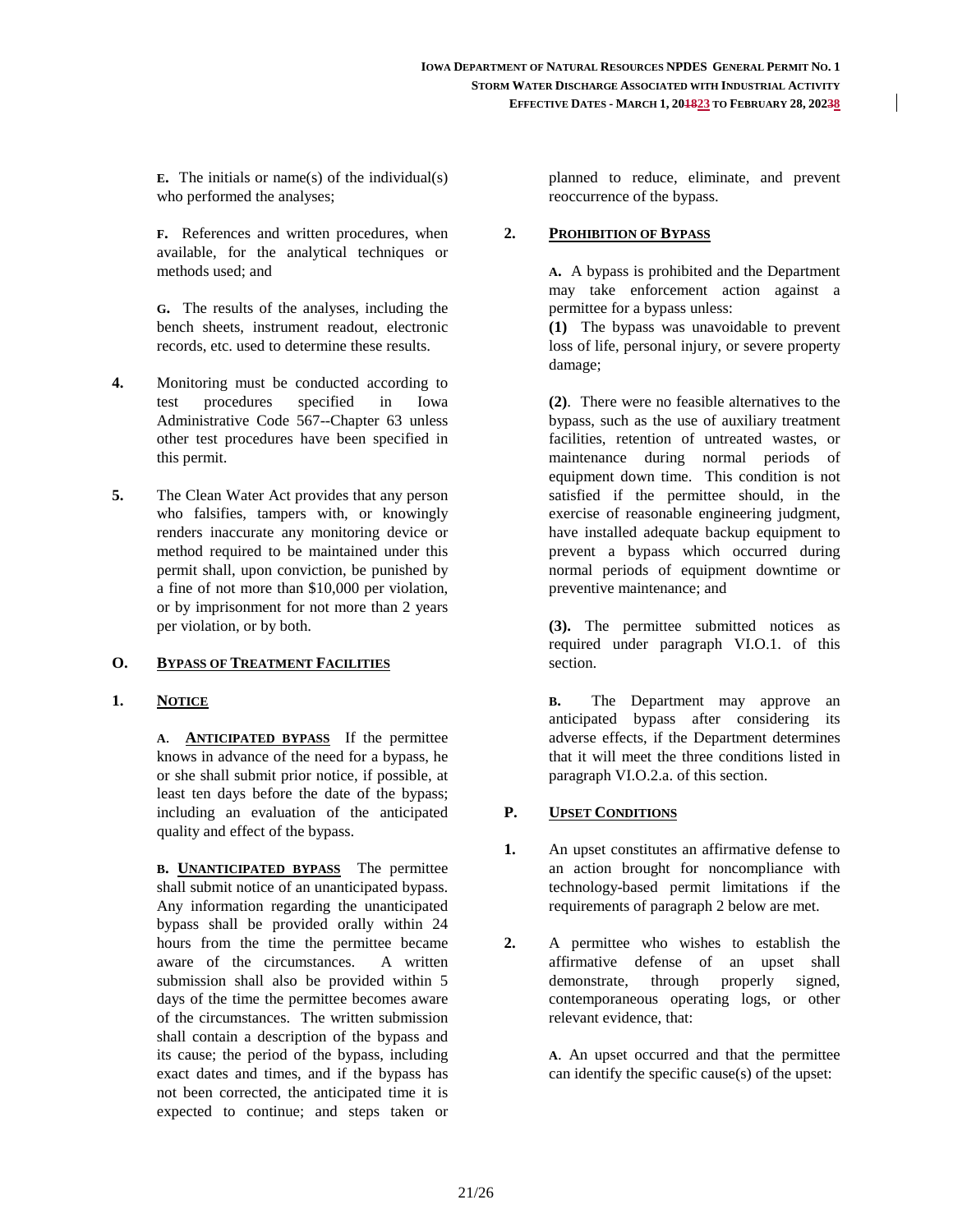**E.** The initials or name(s) of the individual(s) who performed the analyses;

**F.** References and written procedures, when available, for the analytical techniques or methods used; and

**G.** The results of the analyses, including the bench sheets, instrument readout, electronic records, etc. used to determine these results.

**4.** Monitoring must be conducted according to test procedures specified in Iowa Administrative Code 567--Chapter 63 unless other test procedures have been specified in this permit.

**5.** The Clean Water Act provides that any person who falsifies, tampers with, or knowingly renders inaccurate any monitoring device or method required to be maintained under this permit shall, upon conviction, be punished by a fine of not more than $10,000 per violation, or by imprisonment for not more than 2 years per violation, or by both.

## O. BYPASS OF TREATMENT FACILITIES

### 1. NOTICE

**A.** **ANTICIPATED BYPASS** If the permittee knows in advance of the need for a bypass, he or she shall submit prior notice, if possible, at least ten days before the date of the bypass; including an evaluation of the anticipated quality and effect of the bypass.

**B.** **UNANTICIPATED BYPASS** The permittee shall submit notice of an unanticipated bypass. Any information regarding the unanticipated bypass shall be provided orally within 24 hours from the time the permittee became aware of the circumstances. A written submission shall also be provided within 5 days of the time the permittee becomes aware of the circumstances. The written submission shall contain a description of the bypass and its cause; the period of the bypass, including exact dates and times, and if the bypass has not been corrected, the anticipated time it is expected to continue; and steps taken or planned to reduce, eliminate, and prevent reoccurrence of the bypass.

### 2. PROHIBITION OF BYPASS

**A.** A bypass is prohibited and the Department may take enforcement action against a permittee for a bypass unless:

**(1)** The bypass was unavoidable to prevent loss of life, personal injury, or severe property damage;

**(2)**. There were no feasible alternatives to the bypass, such as the use of auxiliary treatment facilities, retention of untreated wastes, or maintenance during normal periods of equipment down time. This condition is not satisfied if the permittee should, in the exercise of reasonable engineering judgment, have installed adequate backup equipment to prevent a bypass which occurred during normal periods of equipment downtime or preventive maintenance; and

**(3).** The permittee submitted notices as required under paragraph VI.O.1. of this section.

**B.** The Department may approve an anticipated bypass after considering its adverse effects, if the Department determines that it will meet the three conditions listed in paragraph VI.O.2.a. of this section.

## P. UPSET CONDITIONS

**1.** An upset constitutes an affirmative defense to an action brought for noncompliance with technology-based permit limitations if the requirements of paragraph 2 below are met.

**2.** A permittee who wishes to establish the affirmative defense of an upset shall demonstrate, through properly signed, contemporaneous operating logs, or other relevant evidence, that:

**A**. An upset occurred and that the permittee can identify the specific cause(s) of the upset: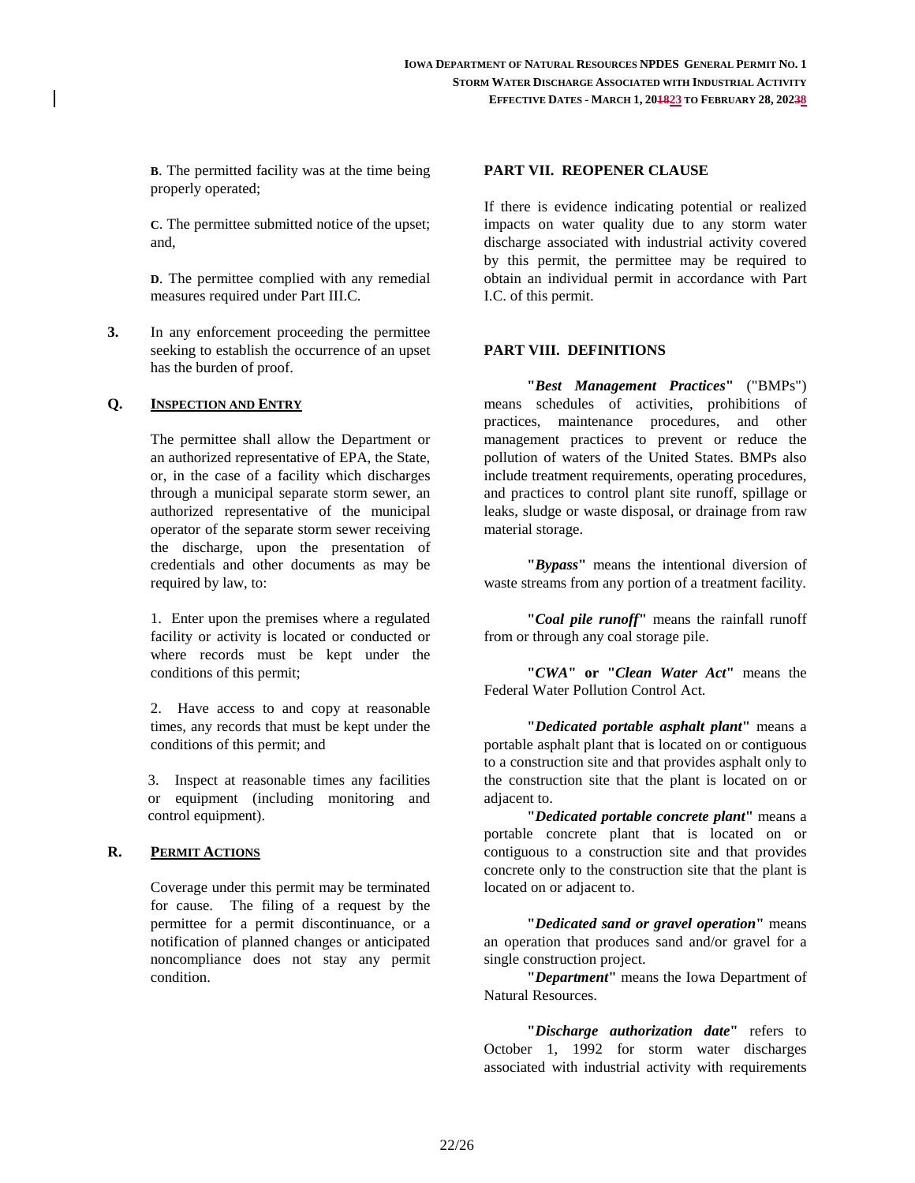**B**. The permitted facility was at the time being properly operated;

**C**. The permittee submitted notice of the upset; and,

**D**. The permittee complied with any remedial measures required under Part III.C.

**3.** In any enforcement proceeding the permittee seeking to establish the occurrence of an upset has the burden of proof.

**Q. INSPECTION AND ENTRY**

The permittee shall allow the Department or an authorized representative of EPA, the State, or, in the case of a facility which discharges through a municipal separate storm sewer, an authorized representative of the municipal operator of the separate storm sewer receiving the discharge, upon the presentation of credentials and other documents as may be required by law, to:

1. Enter upon the premises where a regulated facility or activity is located or conducted or where records must be kept under the conditions of this permit;

2. Have access to and copy at reasonable times, any records that must be kept under the conditions of this permit; and

3. Inspect at reasonable times any facilities or equipment (including monitoring and control equipment).

**R. PERMIT ACTIONS**

Coverage under this permit may be terminated for cause. The filing of a request by the permittee for a permit discontinuance, or a notification of planned changes or anticipated noncompliance does not stay any permit condition.

## PART VII. REOPENER CLAUSE

If there is evidence indicating potential or realized impacts on water quality due to any storm water discharge associated with industrial activity covered by this permit, the permittee may be required to obtain an individual permit in accordance with Part I.C. of this permit.

## PART VIII. DEFINITIONS

**"*Best Management Practices*"** ("BMPs") means schedules of activities, prohibitions of practices, maintenance procedures, and other management practices to prevent or reduce the pollution of waters of the United States. BMPs also include treatment requirements, operating procedures, and practices to control plant site runoff, spillage or leaks, sludge or waste disposal, or drainage from raw material storage.

**"*Bypass*"** means the intentional diversion of waste streams from any portion of a treatment facility.

**"*Coal pile runoff*"** means the rainfall runoff from or through any coal storage pile.

**"*CWA*" or "*Clean Water Act*"** means the Federal Water Pollution Control Act.

**"*Dedicated portable asphalt plant*"** means a portable asphalt plant that is located on or contiguous to a construction site and that provides asphalt only to the construction site that the plant is located on or adjacent to.

**"*Dedicated portable concrete plant*"** means a portable concrete plant that is located on or contiguous to a construction site and that provides concrete only to the construction site that the plant is located on or adjacent to.

**"*Dedicated sand or gravel operation*"** means an operation that produces sand and/or gravel for a single construction project.

**"*Department*"** means the Iowa Department of Natural Resources.

**"*Discharge authorization date*"** refers to October 1, 1992 for storm water discharges associated with industrial activity with requirements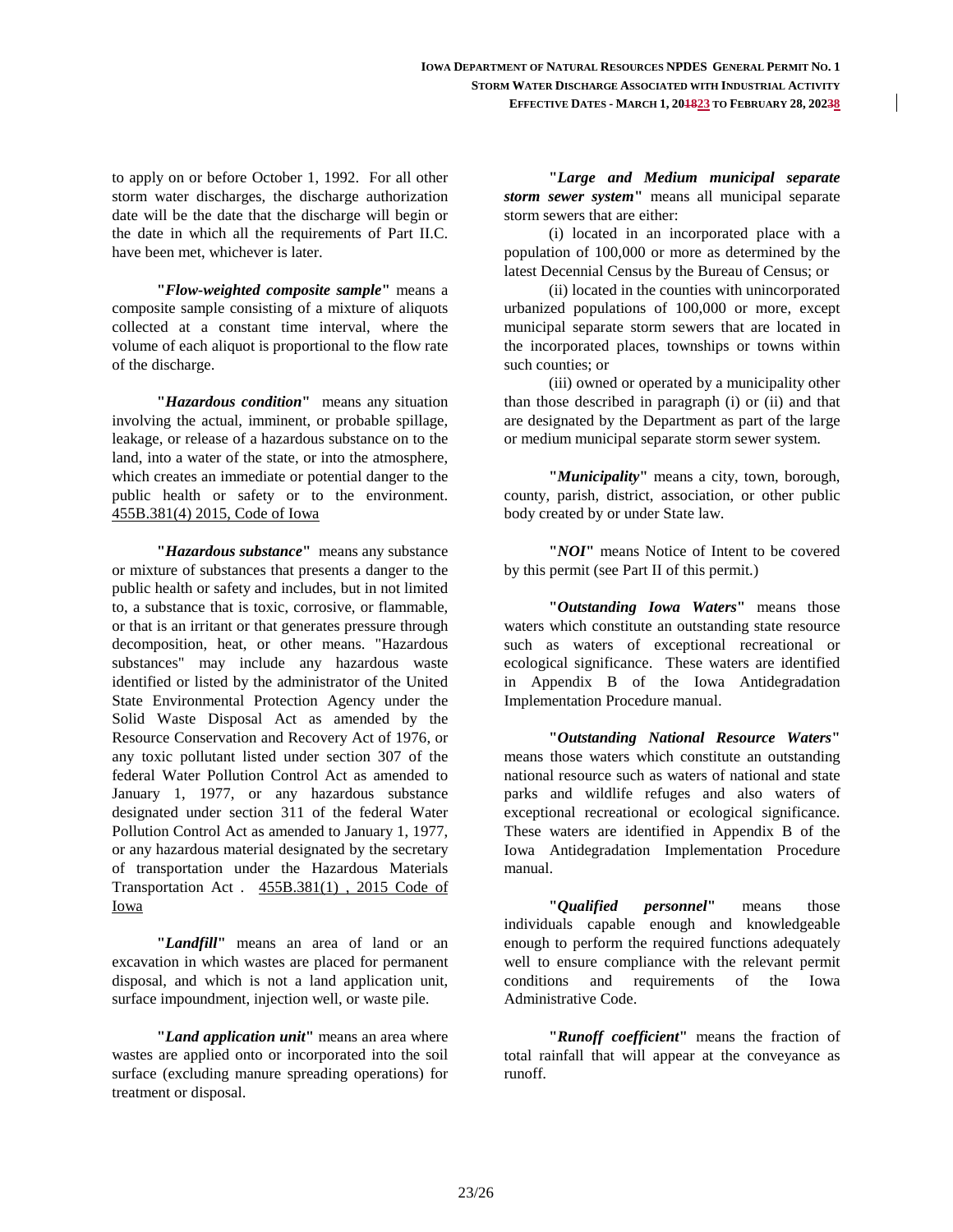to apply on or before October 1, 1992. For all other storm water discharges, the discharge authorization date will be the date that the discharge will begin or the date in which all the requirements of Part II.C. have been met, whichever is later.

"***Flow-weighted composite sample***" means a composite sample consisting of a mixture of aliquots collected at a constant time interval, where the volume of each aliquot is proportional to the flow rate of the discharge.

"***Hazardous condition***" means any situation involving the actual, imminent, or probable spillage, leakage, or release of a hazardous substance on to the land, into a water of the state, or into the atmosphere, which creates an immediate or potential danger to the public health or safety or to the environment. 455B.381(4) 2015, Code of Iowa

"***Hazardous substance***" means any substance or mixture of substances that presents a danger to the public health or safety and includes, but in not limited to, a substance that is toxic, corrosive, or flammable, or that is an irritant or that generates pressure through decomposition, heat, or other means. "Hazardous substances" may include any hazardous waste identified or listed by the administrator of the United State Environmental Protection Agency under the Solid Waste Disposal Act as amended by the Resource Conservation and Recovery Act of 1976, or any toxic pollutant listed under section 307 of the federal Water Pollution Control Act as amended to January 1, 1977, or any hazardous substance designated under section 311 of the federal Water Pollution Control Act as amended to January 1, 1977, or any hazardous material designated by the secretary of transportation under the Hazardous Materials Transportation Act . 455B.381(1) , 2015 Code of Iowa

"***Landfill***" means an area of land or an excavation in which wastes are placed for permanent disposal, and which is not a land application unit, surface impoundment, injection well, or waste pile.

"***Land application unit***" means an area where wastes are applied onto or incorporated into the soil surface (excluding manure spreading operations) for treatment or disposal.

"***Large and Medium municipal separate storm sewer system***" means all municipal separate storm sewers that are either:

(i) located in an incorporated place with a population of 100,000 or more as determined by the latest Decennial Census by the Bureau of Census; or

(ii) located in the counties with unincorporated urbanized populations of 100,000 or more, except municipal separate storm sewers that are located in the incorporated places, townships or towns within such counties; or

(iii) owned or operated by a municipality other than those described in paragraph (i) or (ii) and that are designated by the Department as part of the large or medium municipal separate storm sewer system.

"***Municipality***" means a city, town, borough, county, parish, district, association, or other public body created by or under State law.

"***NOI***" means Notice of Intent to be covered by this permit (see Part II of this permit.)

"***Outstanding Iowa Waters***" means those waters which constitute an outstanding state resource such as waters of exceptional recreational or ecological significance. These waters are identified in Appendix B of the Iowa Antidegradation Implementation Procedure manual.

"***Outstanding National Resource Waters***" means those waters which constitute an outstanding national resource such as waters of national and state parks and wildlife refuges and also waters of exceptional recreational or ecological significance. These waters are identified in Appendix B of the Iowa Antidegradation Implementation Procedure manual.

"***Qualified personnel***" means those individuals capable enough and knowledgeable enough to perform the required functions adequately well to ensure compliance with the relevant permit conditions and requirements of the Iowa Administrative Code.

"***Runoff coefficient***" means the fraction of total rainfall that will appear at the conveyance as runoff.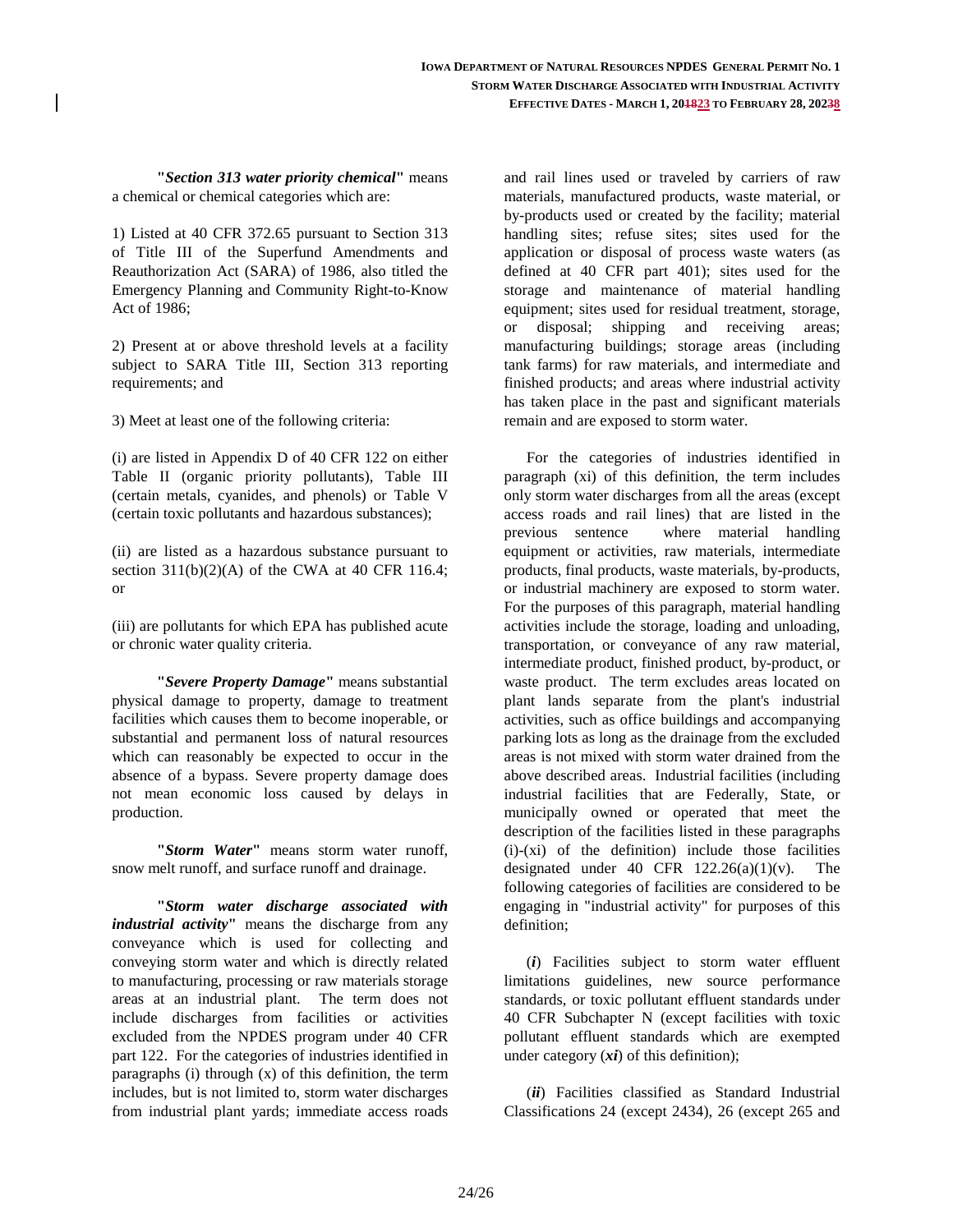"***Section 313 water priority chemical***" means a chemical or chemical categories which are:

1) Listed at 40 CFR 372.65 pursuant to Section 313 of Title III of the Superfund Amendments and Reauthorization Act (SARA) of 1986, also titled the Emergency Planning and Community Right-to-Know Act of 1986;

2) Present at or above threshold levels at a facility subject to SARA Title III, Section 313 reporting requirements; and

3) Meet at least one of the following criteria:

(i) are listed in Appendix D of 40 CFR 122 on either Table II (organic priority pollutants), Table III (certain metals, cyanides, and phenols) or Table V (certain toxic pollutants and hazardous substances);

(ii) are listed as a hazardous substance pursuant to section 311(b)(2)(A) of the CWA at 40 CFR 116.4; or

(iii) are pollutants for which EPA has published acute or chronic water quality criteria.

"***Severe Property Damage***" means substantial physical damage to property, damage to treatment facilities which causes them to become inoperable, or substantial and permanent loss of natural resources which can reasonably be expected to occur in the absence of a bypass. Severe property damage does not mean economic loss caused by delays in production.

"***Storm Water***" means storm water runoff, snow melt runoff, and surface runoff and drainage.

"***Storm water discharge associated with industrial activity***" means the discharge from any conveyance which is used for collecting and conveying storm water and which is directly related to manufacturing, processing or raw materials storage areas at an industrial plant. The term does not include discharges from facilities or activities excluded from the NPDES program under 40 CFR part 122. For the categories of industries identified in paragraphs (i) through (x) of this definition, the term includes, but is not limited to, storm water discharges from industrial plant yards; immediate access roads and rail lines used or traveled by carriers of raw materials, manufactured products, waste material, or by-products used or created by the facility; material handling sites; refuse sites; sites used for the application or disposal of process waste waters (as defined at 40 CFR part 401); sites used for the storage and maintenance of material handling equipment; sites used for residual treatment, storage, or disposal; shipping and receiving areas; manufacturing buildings; storage areas (including tank farms) for raw materials, and intermediate and finished products; and areas where industrial activity has taken place in the past and significant materials remain and are exposed to storm water.

For the categories of industries identified in paragraph (xi) of this definition, the term includes only storm water discharges from all the areas (except access roads and rail lines) that are listed in the previous sentence where material handling equipment or activities, raw materials, intermediate products, final products, waste materials, by-products, or industrial machinery are exposed to storm water. For the purposes of this paragraph, material handling activities include the storage, loading and unloading, transportation, or conveyance of any raw material, intermediate product, finished product, by-product, or waste product. The term excludes areas located on plant lands separate from the plant's industrial activities, such as office buildings and accompanying parking lots as long as the drainage from the excluded areas is not mixed with storm water drained from the above described areas. Industrial facilities (including industrial facilities that are Federally, State, or municipally owned or operated that meet the description of the facilities listed in these paragraphs (i)-(xi) of the definition) include those facilities designated under 40 CFR 122.26(a)(1)(v). The following categories of facilities are considered to be engaging in "industrial activity" for purposes of this definition;

(***i***) Facilities subject to storm water effluent limitations guidelines, new source performance standards, or toxic pollutant effluent standards under 40 CFR Subchapter N (except facilities with toxic pollutant effluent standards which are exempted under category (***xi***) of this definition);

(***ii***) Facilities classified as Standard Industrial Classifications 24 (except 2434), 26 (except 265 and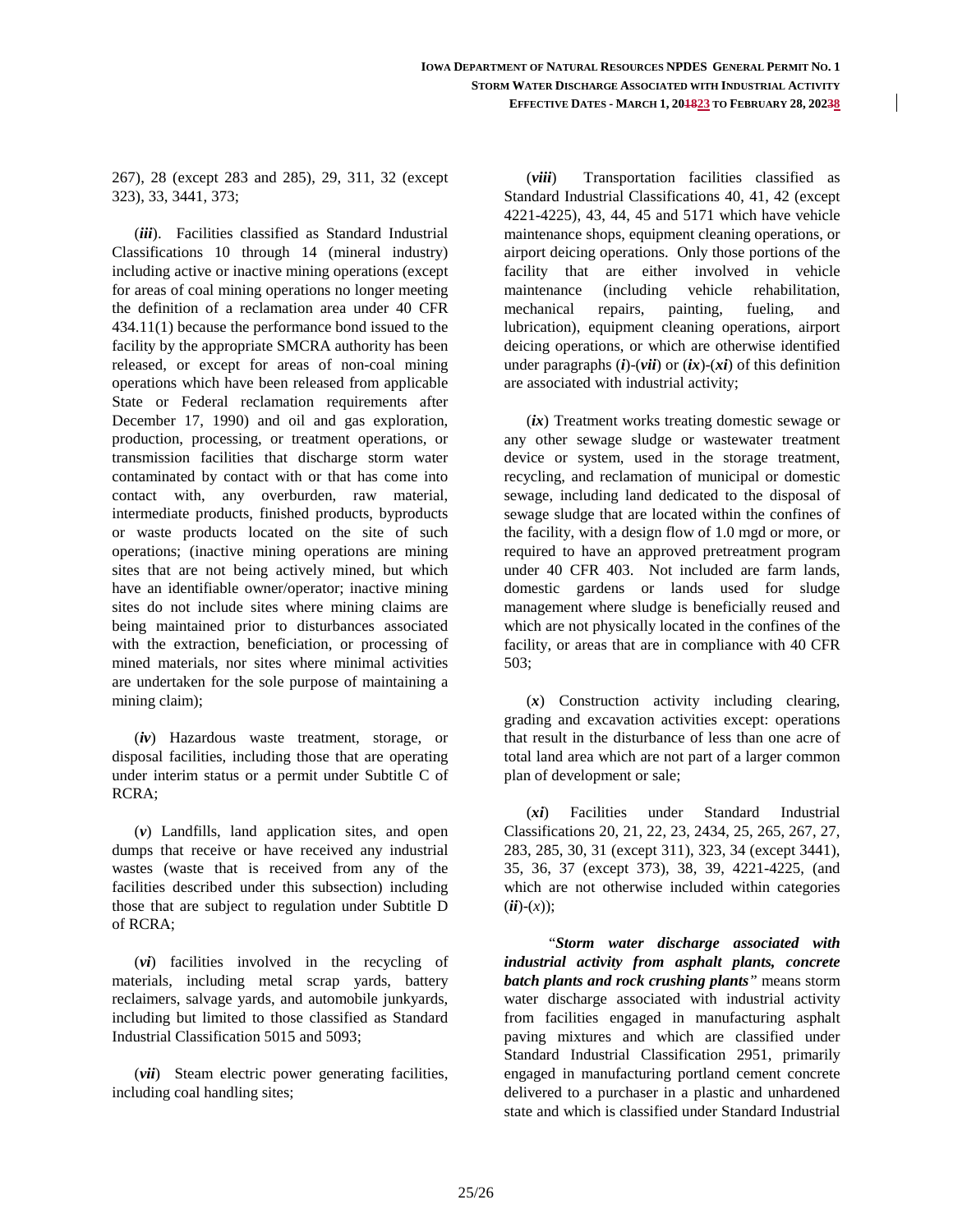267), 28 (except 283 and 285), 29, 311, 32 (except 323), 33, 3441, 373;

(***iii***). Facilities classified as Standard Industrial Classifications 10 through 14 (mineral industry) including active or inactive mining operations (except for areas of coal mining operations no longer meeting the definition of a reclamation area under 40 CFR 434.11(1) because the performance bond issued to the facility by the appropriate SMCRA authority has been released, or except for areas of non-coal mining operations which have been released from applicable State or Federal reclamation requirements after December 17, 1990) and oil and gas exploration, production, processing, or treatment operations, or transmission facilities that discharge storm water contaminated by contact with or that has come into contact with, any overburden, raw material, intermediate products, finished products, byproducts or waste products located on the site of such operations; (inactive mining operations are mining sites that are not being actively mined, but which have an identifiable owner/operator; inactive mining sites do not include sites where mining claims are being maintained prior to disturbances associated with the extraction, beneficiation, or processing of mined materials, nor sites where minimal activities are undertaken for the sole purpose of maintaining a mining claim);

(***iv***) Hazardous waste treatment, storage, or disposal facilities, including those that are operating under interim status or a permit under Subtitle C of RCRA;

(***v***) Landfills, land application sites, and open dumps that receive or have received any industrial wastes (waste that is received from any of the facilities described under this subsection) including those that are subject to regulation under Subtitle D of RCRA;

(***vi***) facilities involved in the recycling of materials, including metal scrap yards, battery reclaimers, salvage yards, and automobile junkyards, including but limited to those classified as Standard Industrial Classification 5015 and 5093;

(***vii***) Steam electric power generating facilities, including coal handling sites;

(***viii***) Transportation facilities classified as Standard Industrial Classifications 40, 41, 42 (except 4221-4225), 43, 44, 45 and 5171 which have vehicle maintenance shops, equipment cleaning operations, or airport deicing operations. Only those portions of the facility that are either involved in vehicle maintenance (including vehicle rehabilitation, mechanical repairs, painting, fueling, and lubrication), equipment cleaning operations, airport deicing operations, or which are otherwise identified under paragraphs (***i***)-(***vii***) or (***ix***)-(***xi***) of this definition are associated with industrial activity;

(***ix***) Treatment works treating domestic sewage or any other sewage sludge or wastewater treatment device or system, used in the storage treatment, recycling, and reclamation of municipal or domestic sewage, including land dedicated to the disposal of sewage sludge that are located within the confines of the facility, with a design flow of 1.0 mgd or more, or required to have an approved pretreatment program under 40 CFR 403. Not included are farm lands, domestic gardens or lands used for sludge management where sludge is beneficially reused and which are not physically located in the confines of the facility, or areas that are in compliance with 40 CFR 503;

(***x***) Construction activity including clearing, grading and excavation activities except: operations that result in the disturbance of less than one acre of total land area which are not part of a larger common plan of development or sale;

(***xi***) Facilities under Standard Industrial Classifications 20, 21, 22, 23, 2434, 25, 265, 267, 27, 283, 285, 30, 31 (except 311), 323, 34 (except 3441), 35, 36, 37 (except 373), 38, 39, 4221-4225, (and which are not otherwise included within categories (***ii***)-(***x***));

"***Storm water discharge associated with industrial activity from asphalt plants, concrete batch plants and rock crushing plants***" means storm water discharge associated with industrial activity from facilities engaged in manufacturing asphalt paving mixtures and which are classified under Standard Industrial Classification 2951, primarily engaged in manufacturing portland cement concrete delivered to a purchaser in a plastic and unhardened state and which is classified under Standard Industrial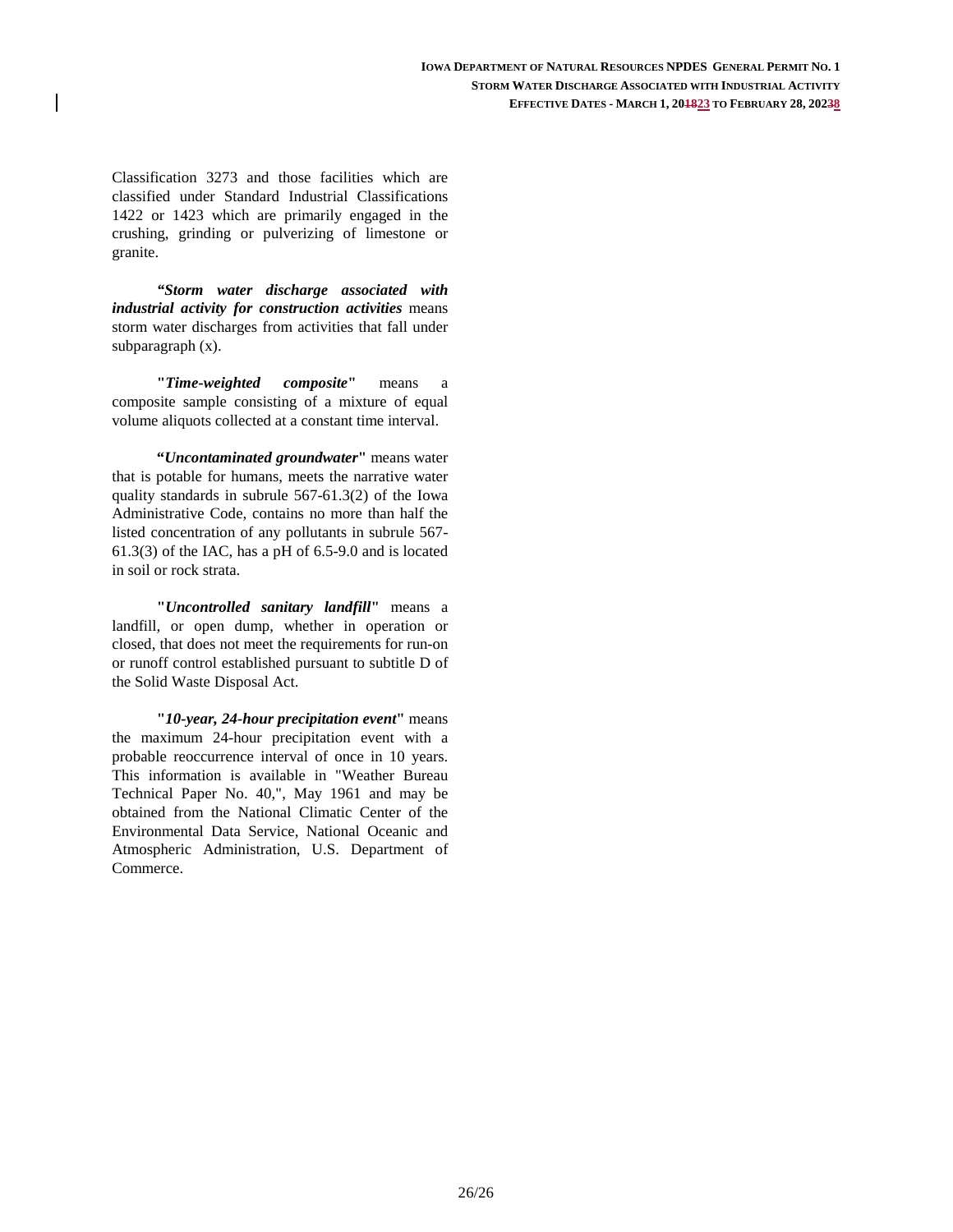Classification 3273 and those facilities which are classified under Standard Industrial Classifications 1422 or 1423 which are primarily engaged in the crushing, grinding or pulverizing of limestone or granite.

***"Storm water discharge associated with industrial activity for construction activities*** means storm water discharges from activities that fall under subparagraph (x).

**"*Time-weighted composite*"** means a composite sample consisting of a mixture of equal volume aliquots collected at a constant time interval.

***"Uncontaminated groundwater"*** means water that is potable for humans, meets the narrative water quality standards in subrule 567-61.3(2) of the Iowa Administrative Code, contains no more than half the listed concentration of any pollutants in subrule 567-61.3(3) of the IAC, has a pH of 6.5-9.0 and is located in soil or rock strata.

**"*Uncontrolled sanitary landfill*"** means a landfill, or open dump, whether in operation or closed, that does not meet the requirements for run-on or runoff control established pursuant to subtitle D of the Solid Waste Disposal Act.

**"*10-year, 24-hour precipitation event*"** means the maximum 24-hour precipitation event with a probable reoccurrence interval of once in 10 years. This information is available in "Weather Bureau Technical Paper No. 40,", May 1961 and may be obtained from the National Climatic Center of the Environmental Data Service, National Oceanic and Atmospheric Administration, U.S. Department of Commerce.